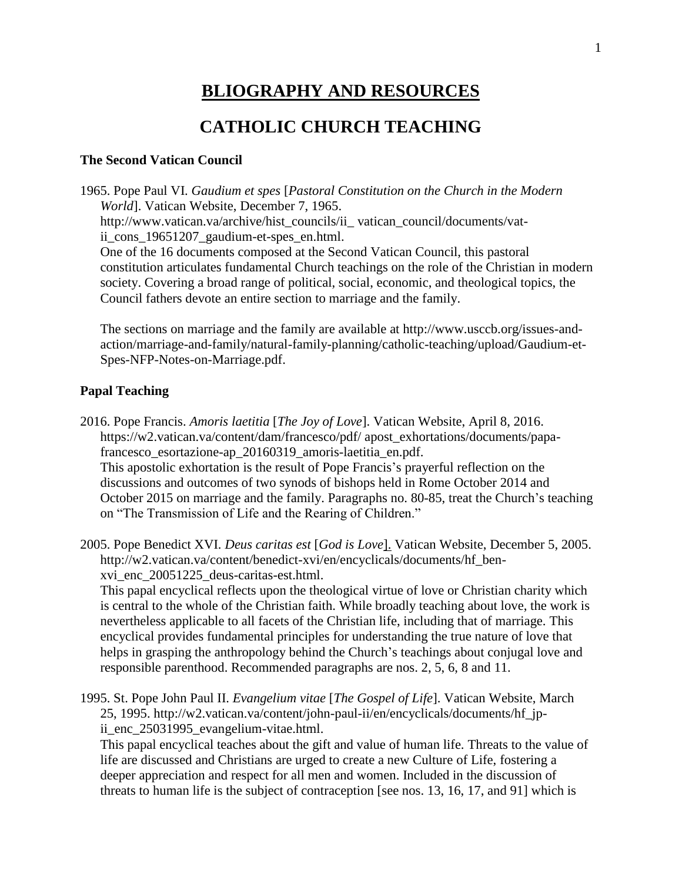# BLIOGRAPHY AND RESOURCES

# CATHOLIC CHURCH TEACHING

### The Second Vatican Council

1965. Pope Paul VI. *Gaudium et spes* [*Pastoral Constitution on the Church in the Modern World*]. Vatican Website, December 7, 1965. http://www.vatican.va/archive/hist_councils/ii_ vatican_council/documents/vat-ii_cons_19651207_gaudium-et-spes_en.html.
One of the 16 documents composed at the Second Vatican Council, this pastoral constitution articulates fundamental Church teachings on the role of the Christian in modern society. Covering a broad range of political, social, economic, and theological topics, the Council fathers devote an entire section to marriage and the family.

The sections on marriage and the family are available at http://www.usccb.org/issues-and-action/marriage-and-family/natural-family-planning/catholic-teaching/upload/Gaudium-et-Spes-NFP-Notes-on-Marriage.pdf.

### Papal Teaching

2016. Pope Francis. *Amoris laetitia* [*The Joy of Love*]. Vatican Website, April 8, 2016. https://w2.vatican.va/content/dam/francesco/pdf/ apost_exhortations/documents/papa-francesco_esortazione-ap_20160319_amoris-laetitia_en.pdf.
This apostolic exhortation is the result of Pope Francis's prayerful reflection on the discussions and outcomes of two synods of bishops held in Rome October 2014 and October 2015 on marriage and the family. Paragraphs no. 80-85, treat the Church's teaching on "The Transmission of Life and the Rearing of Children."

2005. Pope Benedict XVI. *Deus caritas est* [*God is Love*]. Vatican Website, December 5, 2005. http://w2.vatican.va/content/benedict-xvi/en/encyclicals/documents/hf_ben-xvi_enc_20051225_deus-caritas-est.html.
This papal encyclical reflects upon the theological virtue of love or Christian charity which is central to the whole of the Christian faith. While broadly teaching about love, the work is nevertheless applicable to all facets of the Christian life, including that of marriage. This encyclical provides fundamental principles for understanding the true nature of love that helps in grasping the anthropology behind the Church's teachings about conjugal love and responsible parenthood. Recommended paragraphs are nos. 2, 5, 6, 8 and 11.

1995. St. Pope John Paul II. *Evangelium vitae* [*The Gospel of Life*]. Vatican Website, March 25, 1995. http://w2.vatican.va/content/john-paul-ii/en/encyclicals/documents/hf_jp-ii_enc_25031995_evangelium-vitae.html.
This papal encyclical teaches about the gift and value of human life. Threats to the value of life are discussed and Christians are urged to create a new Culture of Life, fostering a deeper appreciation and respect for all men and women. Included in the discussion of threats to human life is the subject of contraception [see nos. 13, 16, 17, and 91] which is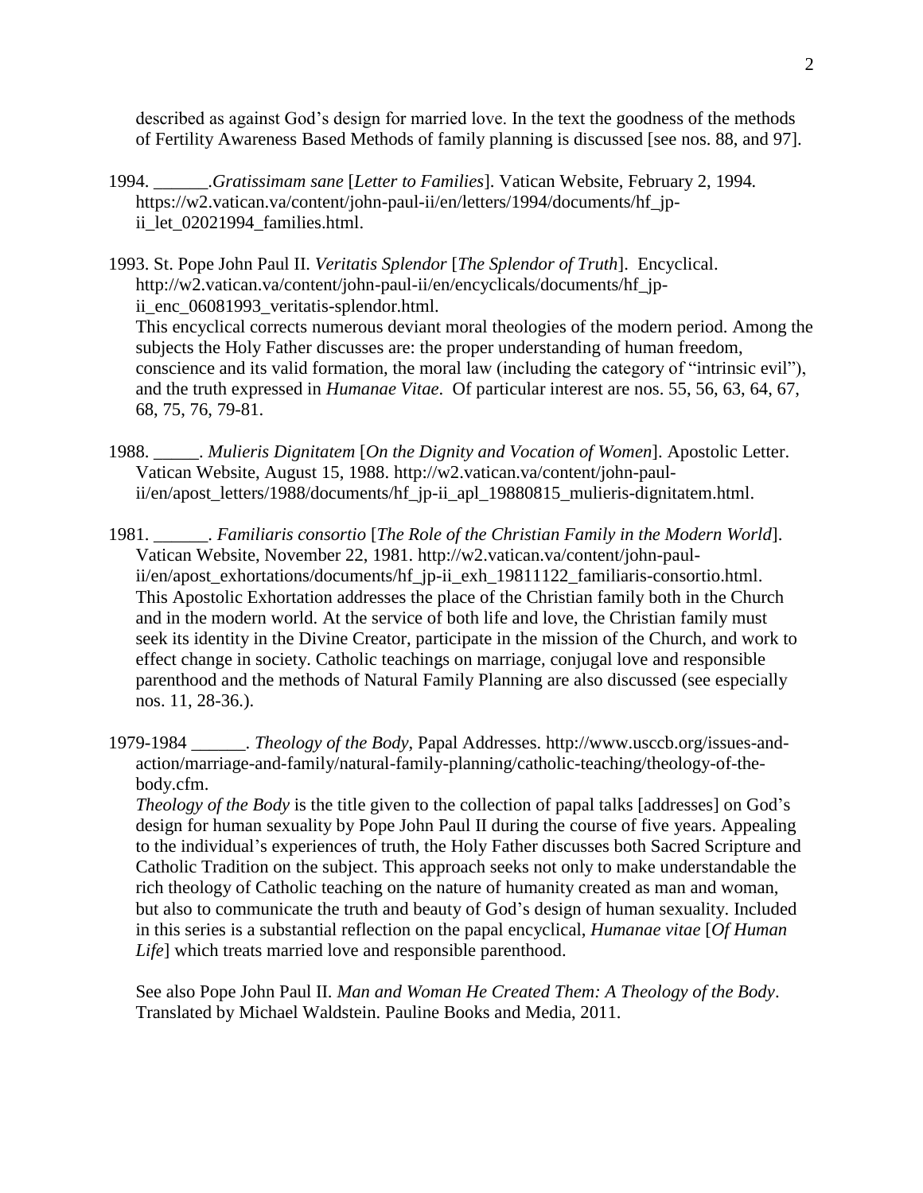described as against God's design for married love. In the text the goodness of the methods of Fertility Awareness Based Methods of family planning is discussed [see nos. 88, and 97].

1994. ______.*Gratissimam sane* [*Letter to Families*]. Vatican Website, February 2, 1994. https://w2.vatican.va/content/john-paul-ii/en/letters/1994/documents/hf_jp-ii_let_02021994_families.html.

1993. St. Pope John Paul II. *Veritatis Splendor* [*The Splendor of Truth*]. Encyclical. http://w2.vatican.va/content/john-paul-ii/en/encyclicals/documents/hf_jp-ii_enc_06081993_veritatis-splendor.html.
This encyclical corrects numerous deviant moral theologies of the modern period. Among the subjects the Holy Father discusses are: the proper understanding of human freedom, conscience and its valid formation, the moral law (including the category of "intrinsic evil"), and the truth expressed in *Humanae Vitae*. Of particular interest are nos. 55, 56, 63, 64, 67, 68, 75, 76, 79-81.

1988. _____. *Mulieris Dignitatem* [*On the Dignity and Vocation of Women*]. Apostolic Letter. Vatican Website, August 15, 1988. http://w2.vatican.va/content/john-paul-ii/en/apost_letters/1988/documents/hf_jp-ii_apl_19880815_mulieris-dignitatem.html.

1981. ______. *Familiaris consortio* [*The Role of the Christian Family in the Modern World*]. Vatican Website, November 22, 1981. http://w2.vatican.va/content/john-paul-ii/en/apost_exhortations/documents/hf_jp-ii_exh_19811122_familiaris-consortio.html.
This Apostolic Exhortation addresses the place of the Christian family both in the Church and in the modern world. At the service of both life and love, the Christian family must seek its identity in the Divine Creator, participate in the mission of the Church, and work to effect change in society. Catholic teachings on marriage, conjugal love and responsible parenthood and the methods of Natural Family Planning are also discussed (see especially nos. 11, 28-36.).

1979-1984 ______. *Theology of the Body*, Papal Addresses. http://www.usccb.org/issues-and-action/marriage-and-family/natural-family-planning/catholic-teaching/theology-of-the-body.cfm.
*Theology of the Body* is the title given to the collection of papal talks [addresses] on God's design for human sexuality by Pope John Paul II during the course of five years. Appealing to the individual's experiences of truth, the Holy Father discusses both Sacred Scripture and Catholic Tradition on the subject. This approach seeks not only to make understandable the rich theology of Catholic teaching on the nature of humanity created as man and woman, but also to communicate the truth and beauty of God's design of human sexuality. Included in this series is a substantial reflection on the papal encyclical, *Humanae vitae* [*Of Human Life*] which treats married love and responsible parenthood.

See also Pope John Paul II. *Man and Woman He Created Them: A Theology of the Body*. Translated by Michael Waldstein. Pauline Books and Media, 2011.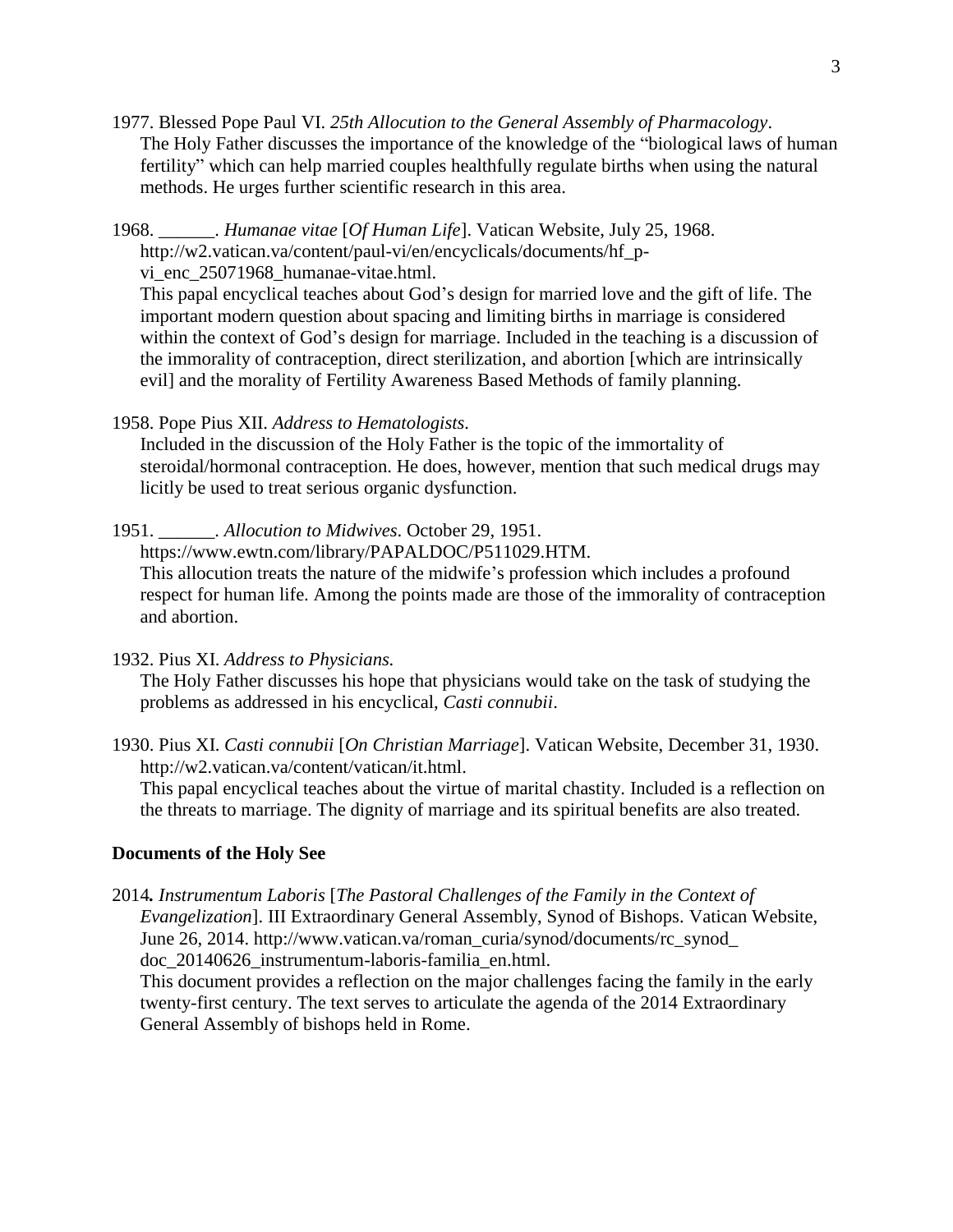1977. Blessed Pope Paul VI. *25th Allocution to the General Assembly of Pharmacology*.
The Holy Father discusses the importance of the knowledge of the "biological laws of human fertility" which can help married couples healthfully regulate births when using the natural methods. He urges further scientific research in this area.

1968. ______. *Humanae vitae* [*Of Human Life*]. Vatican Website, July 25, 1968. http://w2.vatican.va/content/paul-vi/en/encyclicals/documents/hf_p-vi_enc_25071968_humanae-vitae.html.
This papal encyclical teaches about God's design for married love and the gift of life. The important modern question about spacing and limiting births in marriage is considered within the context of God's design for marriage. Included in the teaching is a discussion of the immorality of contraception, direct sterilization, and abortion [which are intrinsically evil] and the morality of Fertility Awareness Based Methods of family planning.

1958. Pope Pius XII. *Address to Hematologists*.
Included in the discussion of the Holy Father is the topic of the immortality of steroidal/hormonal contraception. He does, however, mention that such medical drugs may licitly be used to treat serious organic dysfunction.

1951. ______. *Allocution to Midwives*. October 29, 1951. https://www.ewtn.com/library/PAPALDOC/P511029.HTM.
This allocution treats the nature of the midwife's profession which includes a profound respect for human life. Among the points made are those of the immorality of contraception and abortion.

1932. Pius XI. *Address to Physicians.*
The Holy Father discusses his hope that physicians would take on the task of studying the problems as addressed in his encyclical, *Casti connubii*.

1930. Pius XI. *Casti connubii* [*On Christian Marriage*]. Vatican Website, December 31, 1930. http://w2.vatican.va/content/vatican/it.html.
This papal encyclical teaches about the virtue of marital chastity. Included is a reflection on the threats to marriage. The dignity of marriage and its spiritual benefits are also treated.

**Documents of the Holy See**

2014**.** *Instrumentum Laboris* [*The Pastoral Challenges of the Family in the Context of Evangelization*]. III Extraordinary General Assembly, Synod of Bishops. Vatican Website, June 26, 2014. http://www.vatican.va/roman_curia/synod/documents/rc_synod_doc_20140626_instrumentum-laboris-familia_en.html.
This document provides a reflection on the major challenges facing the family in the early twenty-first century. The text serves to articulate the agenda of the 2014 Extraordinary General Assembly of bishops held in Rome.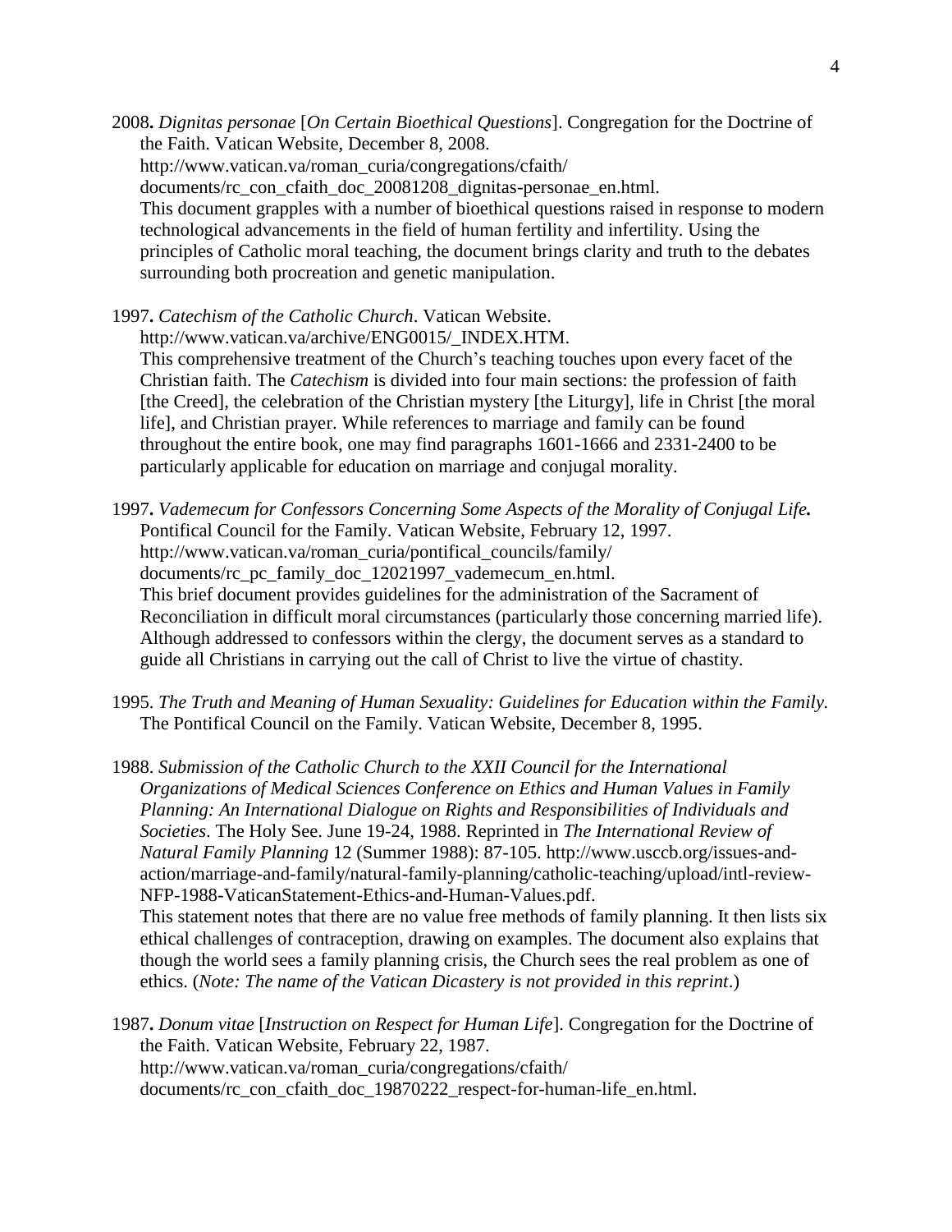2008**.** *Dignitas personae* [*On Certain Bioethical Questions*]. Congregation for the Doctrine of the Faith. Vatican Website, December 8, 2008. http://www.vatican.va/roman_curia/congregations/cfaith/documents/rc_con_cfaith_doc_20081208_dignitas-personae_en.html.
This document grapples with a number of bioethical questions raised in response to modern technological advancements in the field of human fertility and infertility. Using the principles of Catholic moral teaching, the document brings clarity and truth to the debates surrounding both procreation and genetic manipulation.

1997**.** *Catechism of the Catholic Church*. Vatican Website. http://www.vatican.va/archive/ENG0015/_INDEX.HTM.
This comprehensive treatment of the Church's teaching touches upon every facet of the Christian faith. The *Catechism* is divided into four main sections: the profession of faith [the Creed], the celebration of the Christian mystery [the Liturgy], life in Christ [the moral life], and Christian prayer. While references to marriage and family can be found throughout the entire book, one may find paragraphs 1601-1666 and 2331-2400 to be particularly applicable for education on marriage and conjugal morality.

1997**.** *Vademecum for Confessors Concerning Some Aspects of the Morality of Conjugal Life.* Pontifical Council for the Family. Vatican Website, February 12, 1997. http://www.vatican.va/roman_curia/pontifical_councils/family/documents/rc_pc_family_doc_12021997_vademecum_en.html.
This brief document provides guidelines for the administration of the Sacrament of Reconciliation in difficult moral circumstances (particularly those concerning married life). Although addressed to confessors within the clergy, the document serves as a standard to guide all Christians in carrying out the call of Christ to live the virtue of chastity.

1995. *The Truth and Meaning of Human Sexuality: Guidelines for Education within the Family.* The Pontifical Council on the Family. Vatican Website, December 8, 1995.

1988. *Submission of the Catholic Church to the XXII Council for the International Organizations of Medical Sciences Conference on Ethics and Human Values in Family Planning: An International Dialogue on Rights and Responsibilities of Individuals and Societies*. The Holy See. June 19-24, 1988. Reprinted in *The International Review of Natural Family Planning* 12 (Summer 1988): 87-105. http://www.usccb.org/issues-and-action/marriage-and-family/natural-family-planning/catholic-teaching/upload/intl-review-NFP-1988-VaticanStatement-Ethics-and-Human-Values.pdf.
This statement notes that there are no value free methods of family planning. It then lists six ethical challenges of contraception, drawing on examples. The document also explains that though the world sees a family planning crisis, the Church sees the real problem as one of ethics. (*Note: The name of the Vatican Dicastery is not provided in this reprint*.)

1987**.** *Donum vitae* [*Instruction on Respect for Human Life*]. Congregation for the Doctrine of the Faith. Vatican Website, February 22, 1987. http://www.vatican.va/roman_curia/congregations/cfaith/documents/rc_con_cfaith_doc_19870222_respect-for-human-life_en.html.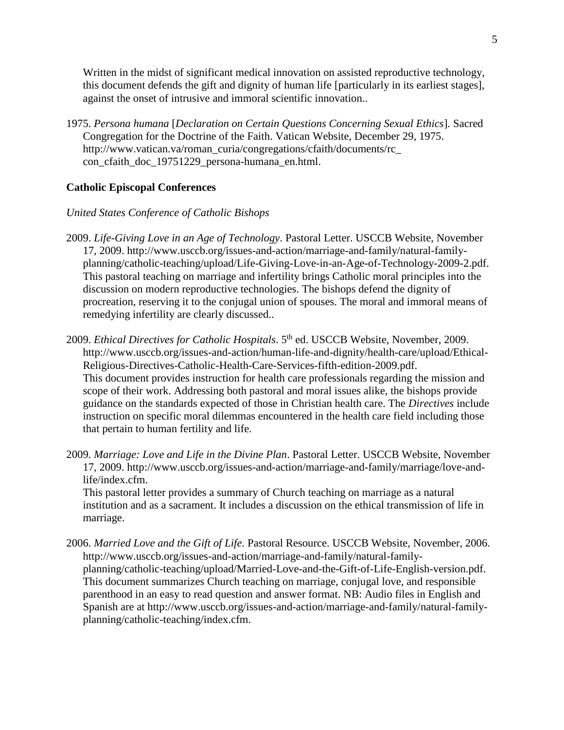Written in the midst of significant medical innovation on assisted reproductive technology, this document defends the gift and dignity of human life [particularly in its earliest stages], against the onset of intrusive and immoral scientific innovation..

1975. *Persona humana* [*Declaration on Certain Questions Concerning Sexual Ethics*]. Sacred Congregation for the Doctrine of the Faith. Vatican Website, December 29, 1975. http://www.vatican.va/roman_curia/congregations/cfaith/documents/rc_con_cfaith_doc_19751229_persona-humana_en.html.

**Catholic Episcopal Conferences**

*United States Conference of Catholic Bishops*

2009. *Life-Giving Love in an Age of Technology*. Pastoral Letter. USCCB Website, November 17, 2009. http://www.usccb.org/issues-and-action/marriage-and-family/natural-family-planning/catholic-teaching/upload/Life-Giving-Love-in-an-Age-of-Technology-2009-2.pdf. This pastoral teaching on marriage and infertility brings Catholic moral principles into the discussion on modern reproductive technologies. The bishops defend the dignity of procreation, reserving it to the conjugal union of spouses. The moral and immoral means of remedying infertility are clearly discussed..

2009. *Ethical Directives for Catholic Hospitals*. 5th ed. USCCB Website, November, 2009. http://www.usccb.org/issues-and-action/human-life-and-dignity/health-care/upload/Ethical-Religious-Directives-Catholic-Health-Care-Services-fifth-edition-2009.pdf. This document provides instruction for health care professionals regarding the mission and scope of their work. Addressing both pastoral and moral issues alike, the bishops provide guidance on the standards expected of those in Christian health care. The *Directives* include instruction on specific moral dilemmas encountered in the health care field including those that pertain to human fertility and life.

2009. *Marriage: Love and Life in the Divine Plan*. Pastoral Letter. USCCB Website, November 17, 2009. http://www.usccb.org/issues-and-action/marriage-and-family/marriage/love-and-life/index.cfm.
This pastoral letter provides a summary of Church teaching on marriage as a natural institution and as a sacrament. It includes a discussion on the ethical transmission of life in marriage.

2006. *Married Love and the Gift of Life*. Pastoral Resource. USCCB Website, November, 2006. http://www.usccb.org/issues-and-action/marriage-and-family/natural-family-planning/catholic-teaching/upload/Married-Love-and-the-Gift-of-Life-English-version.pdf. This document summarizes Church teaching on marriage, conjugal love, and responsible parenthood in an easy to read question and answer format. NB: Audio files in English and Spanish are at http://www.usccb.org/issues-and-action/marriage-and-family/natural-family-planning/catholic-teaching/index.cfm.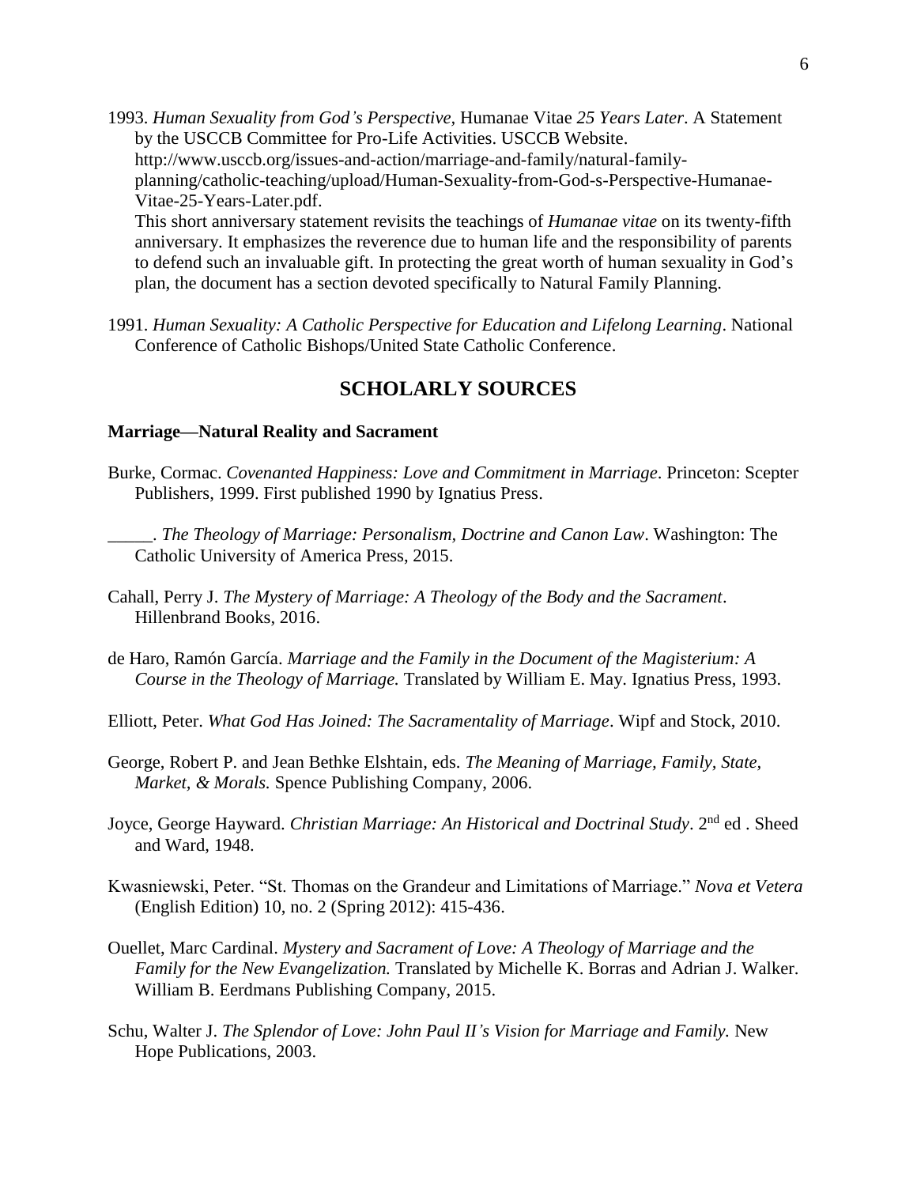1993. *Human Sexuality from God's Perspective,* Humanae Vitae *25 Years Later*. A Statement by the USCCB Committee for Pro-Life Activities. USCCB Website. http://www.usccb.org/issues-and-action/marriage-and-family/natural-family-planning/catholic-teaching/upload/Human-Sexuality-from-God-s-Perspective-Humanae-Vitae-25-Years-Later.pdf.
This short anniversary statement revisits the teachings of *Humanae vitae* on its twenty-fifth anniversary. It emphasizes the reverence due to human life and the responsibility of parents to defend such an invaluable gift. In protecting the great worth of human sexuality in God's plan, the document has a section devoted specifically to Natural Family Planning.

1991. *Human Sexuality: A Catholic Perspective for Education and Lifelong Learning*. National Conference of Catholic Bishops/United State Catholic Conference.

## SCHOLARLY SOURCES

### Marriage—Natural Reality and Sacrament

Burke, Cormac. *Covenanted Happiness: Love and Commitment in Marriage*. Princeton: Scepter Publishers, 1999. First published 1990 by Ignatius Press.

_____. *The Theology of Marriage: Personalism, Doctrine and Canon Law*. Washington: The Catholic University of America Press, 2015.

Cahall, Perry J. *The Mystery of Marriage: A Theology of the Body and the Sacrament*. Hillenbrand Books, 2016.

de Haro, Ramón García. *Marriage and the Family in the Document of the Magisterium: A Course in the Theology of Marriage.* Translated by William E. May. Ignatius Press, 1993.

Elliott, Peter. *What God Has Joined: The Sacramentality of Marriage*. Wipf and Stock, 2010.

George, Robert P. and Jean Bethke Elshtain, eds. *The Meaning of Marriage, Family, State, Market, & Morals.* Spence Publishing Company, 2006.

Joyce, George Hayward. *Christian Marriage: An Historical and Doctrinal Study*. 2nd ed . Sheed and Ward, 1948.

Kwasniewski, Peter. "St. Thomas on the Grandeur and Limitations of Marriage." *Nova et Vetera* (English Edition) 10, no. 2 (Spring 2012): 415-436.

Ouellet, Marc Cardinal. *Mystery and Sacrament of Love: A Theology of Marriage and the Family for the New Evangelization.* Translated by Michelle K. Borras and Adrian J. Walker. William B. Eerdmans Publishing Company, 2015.

Schu, Walter J. *The Splendor of Love: John Paul II's Vision for Marriage and Family.* New Hope Publications, 2003.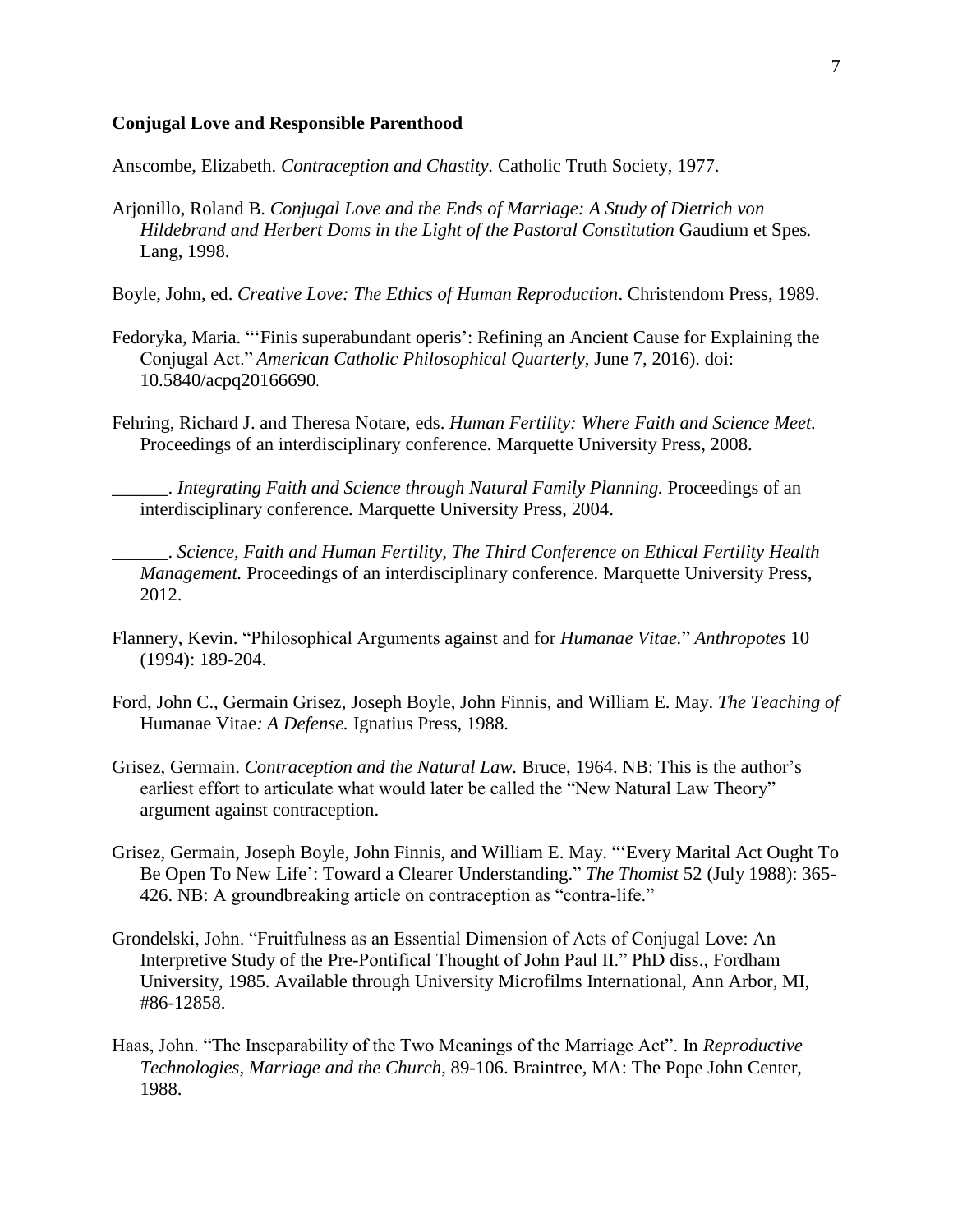**Conjugal Love and Responsible Parenthood**

Anscombe, Elizabeth. *Contraception and Chastity.* Catholic Truth Society, 1977.

Arjonillo, Roland B. *Conjugal Love and the Ends of Marriage: A Study of Dietrich von Hildebrand and Herbert Doms in the Light of the Pastoral Constitution* Gaudium et Spes*.* Lang, 1998.

Boyle, John, ed. *Creative Love: The Ethics of Human Reproduction*. Christendom Press, 1989.

Fedoryka, Maria. "'Finis superabundant operis': Refining an Ancient Cause for Explaining the Conjugal Act." *American Catholic Philosophical Quarterly,* June 7, 2016). doi: 10.5840/acpq20166690.

Fehring, Richard J. and Theresa Notare, eds. *Human Fertility: Where Faith and Science Meet.* Proceedings of an interdisciplinary conference. Marquette University Press, 2008.

______. *Integrating Faith and Science through Natural Family Planning.* Proceedings of an interdisciplinary conference. Marquette University Press, 2004.

______. *Science, Faith and Human Fertility, The Third Conference on Ethical Fertility Health Management.* Proceedings of an interdisciplinary conference. Marquette University Press, 2012.

Flannery, Kevin. "Philosophical Arguments against and for *Humanae Vitae.*" *Anthropotes* 10 (1994): 189-204.

Ford, John C., Germain Grisez, Joseph Boyle, John Finnis, and William E. May. *The Teaching of* Humanae Vitae*: A Defense.* Ignatius Press, 1988.

Grisez, Germain. *Contraception and the Natural Law.* Bruce, 1964. NB: This is the author's earliest effort to articulate what would later be called the "New Natural Law Theory" argument against contraception.

Grisez, Germain, Joseph Boyle, John Finnis, and William E. May. "'Every Marital Act Ought To Be Open To New Life': Toward a Clearer Understanding." *The Thomist* 52 (July 1988): 365-426. NB: A groundbreaking article on contraception as "contra-life."

Grondelski, John. "Fruitfulness as an Essential Dimension of Acts of Conjugal Love: An Interpretive Study of the Pre-Pontifical Thought of John Paul II." PhD diss., Fordham University, 1985. Available through University Microfilms International, Ann Arbor, MI, #86-12858.

Haas, John. "The Inseparability of the Two Meanings of the Marriage Act". In *Reproductive Technologies, Marriage and the Church*, 89-106. Braintree, MA: The Pope John Center, 1988.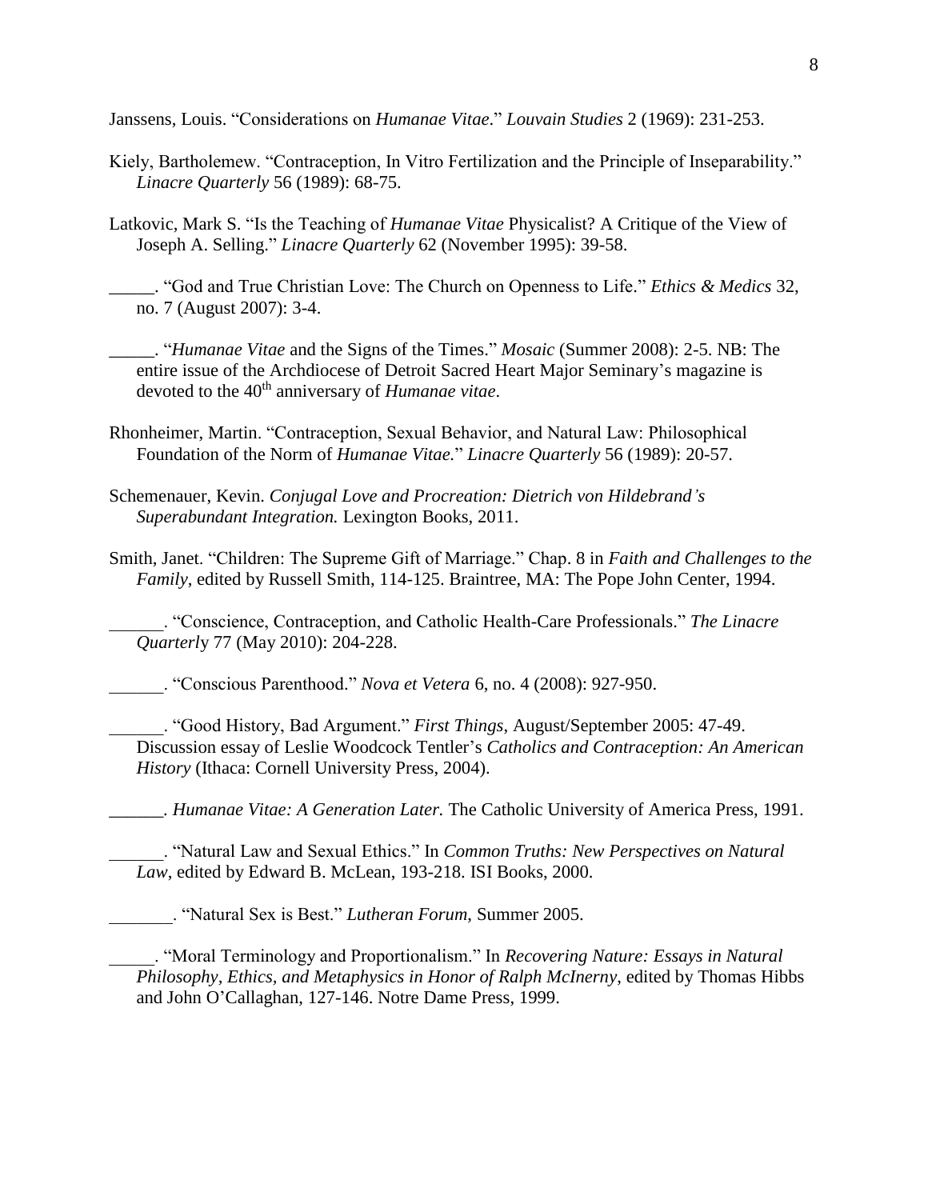Janssens, Louis. "Considerations on *Humanae Vitae*." *Louvain Studies* 2 (1969): 231-253.

Kiely, Bartholemew. "Contraception, In Vitro Fertilization and the Principle of Inseparability." *Linacre Quarterly* 56 (1989): 68-75.

Latkovic, Mark S. "Is the Teaching of *Humanae Vitae* Physicalist? A Critique of the View of Joseph A. Selling." *Linacre Quarterly* 62 (November 1995): 39-58.

_____. "God and True Christian Love: The Church on Openness to Life." *Ethics & Medics* 32, no. 7 (August 2007): 3-4.

_____. "*Humanae Vitae* and the Signs of the Times." *Mosaic* (Summer 2008): 2-5. NB: The entire issue of the Archdiocese of Detroit Sacred Heart Major Seminary's magazine is devoted to the 40th anniversary of *Humanae vitae*.

Rhonheimer, Martin. "Contraception, Sexual Behavior, and Natural Law: Philosophical Foundation of the Norm of *Humanae Vitae.*" *Linacre Quarterly* 56 (1989): 20-57.

Schemenauer, Kevin. *Conjugal Love and Procreation: Dietrich von Hildebrand's Superabundant Integration.* Lexington Books, 2011.

Smith, Janet. "Children: The Supreme Gift of Marriage." Chap. 8 in *Faith and Challenges to the Family*, edited by Russell Smith, 114-125. Braintree, MA: The Pope John Center, 1994.

______. "Conscience, Contraception, and Catholic Health-Care Professionals." *The Linacre Quarterly* 77 (May 2010): 204-228.

______. "Conscious Parenthood." *Nova et Vetera* 6, no. 4 (2008): 927-950.

______. "Good History, Bad Argument." *First Things*, August/September 2005: 47-49. Discussion essay of Leslie Woodcock Tentler's *Catholics and Contraception: An American History* (Ithaca: Cornell University Press, 2004).

______. *Humanae Vitae: A Generation Later.* The Catholic University of America Press, 1991.

______. "Natural Law and Sexual Ethics." In *Common Truths: New Perspectives on Natural Law*, edited by Edward B. McLean, 193-218. ISI Books, 2000.

_______. "Natural Sex is Best." *Lutheran Forum*, Summer 2005.

_____. "Moral Terminology and Proportionalism." In *Recovering Nature: Essays in Natural Philosophy, Ethics, and Metaphysics in Honor of Ralph McInerny*, edited by Thomas Hibbs and John O'Callaghan, 127-146. Notre Dame Press, 1999.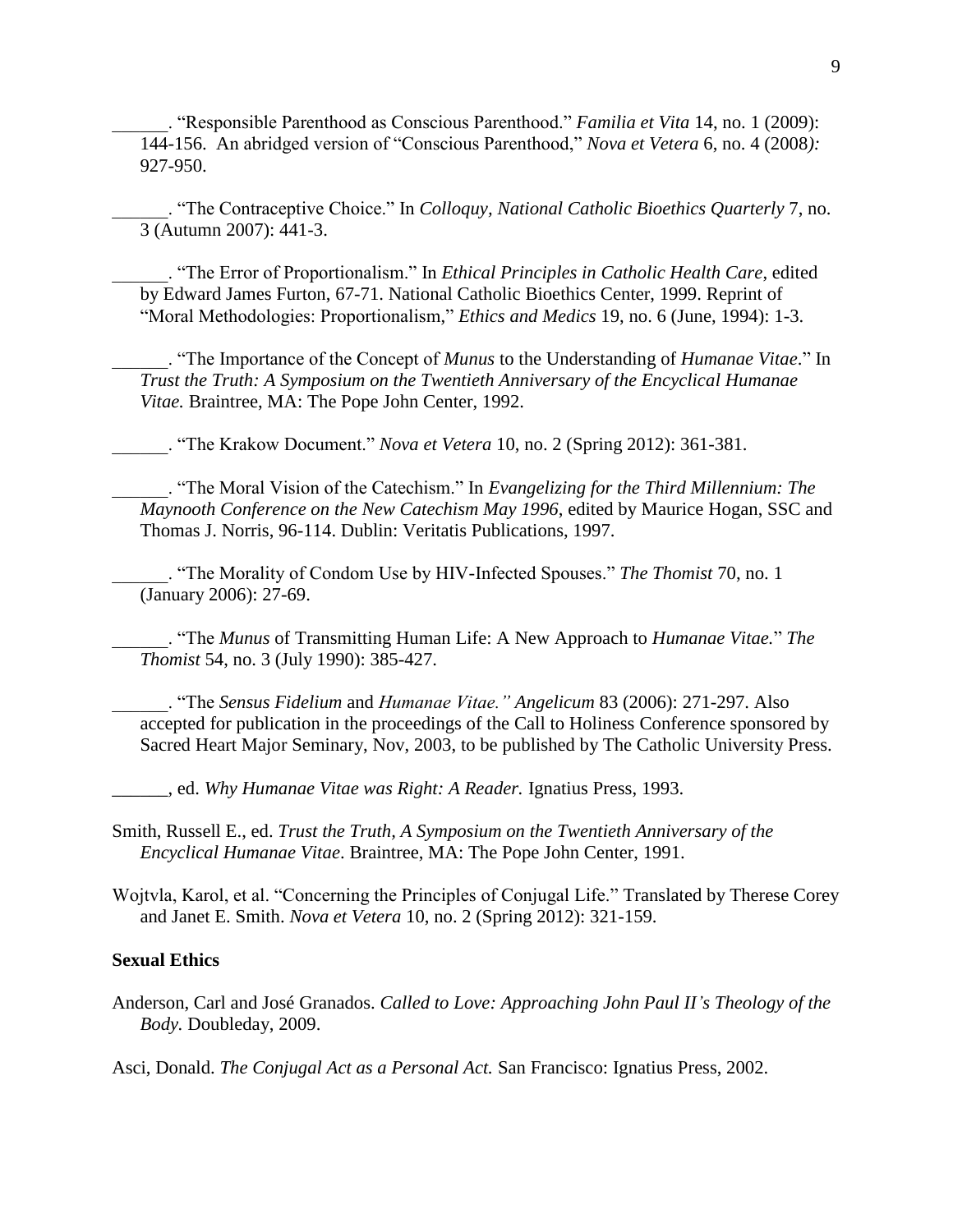______. “Responsible Parenthood as Conscious Parenthood.” *Familia et Vita* 14, no. 1 (2009): 144-156. An abridged version of “Conscious Parenthood,” *Nova et Vetera* 6, no. 4 (2008*):* 927-950.

______. “The Contraceptive Choice.” In *Colloquy, National Catholic Bioethics Quarterly* 7, no. 3 (Autumn 2007): 441-3.

______. “The Error of Proportionalism.” In *Ethical Principles in Catholic Health Care*, edited by Edward James Furton, 67-71. National Catholic Bioethics Center, 1999. Reprint of “Moral Methodologies: Proportionalism,” *Ethics and Medics* 19, no. 6 (June, 1994): 1-3.

______. “The Importance of the Concept of *Munus* to the Understanding of *Humanae Vitae*.” In *Trust the Truth: A Symposium on the Twentieth Anniversary of the Encyclical Humanae Vitae.* Braintree, MA: The Pope John Center, 1992.

______. “The Krakow Document.” *Nova et Vetera* 10, no. 2 (Spring 2012): 361-381.

______. “The Moral Vision of the Catechism.” In *Evangelizing for the Third Millennium: The Maynooth Conference on the New Catechism May 1996*, edited by Maurice Hogan, SSC and Thomas J. Norris, 96-114. Dublin: Veritatis Publications, 1997.

______. “The Morality of Condom Use by HIV-Infected Spouses.” *The Thomist* 70, no. 1 (January 2006): 27-69.

______. “The *Munus* of Transmitting Human Life: A New Approach to *Humanae Vitae.*” *The Thomist* 54, no. 3 (July 1990): 385-427.

______. “The *Sensus Fidelium* and *Humanae Vitae.” Angelicum* 83 (2006): 271-297. Also accepted for publication in the proceedings of the Call to Holiness Conference sponsored by Sacred Heart Major Seminary, Nov, 2003, to be published by The Catholic University Press.

______, ed. *Why Humanae Vitae was Right: A Reader.* Ignatius Press, 1993.

Smith, Russell E., ed. *Trust the Truth, A Symposium on the Twentieth Anniversary of the Encyclical Humanae Vitae*. Braintree, MA: The Pope John Center, 1991.

Wojtvla, Karol, et al. “Concerning the Principles of Conjugal Life.” Translated by Therese Corey and Janet E. Smith. *Nova et Vetera* 10, no. 2 (Spring 2012): 321-159.

**Sexual Ethics**

Anderson, Carl and José Granados. *Called to Love: Approaching John Paul II’s Theology of the Body.* Doubleday, 2009.

Asci, Donald. *The Conjugal Act as a Personal Act.* San Francisco: Ignatius Press, 2002.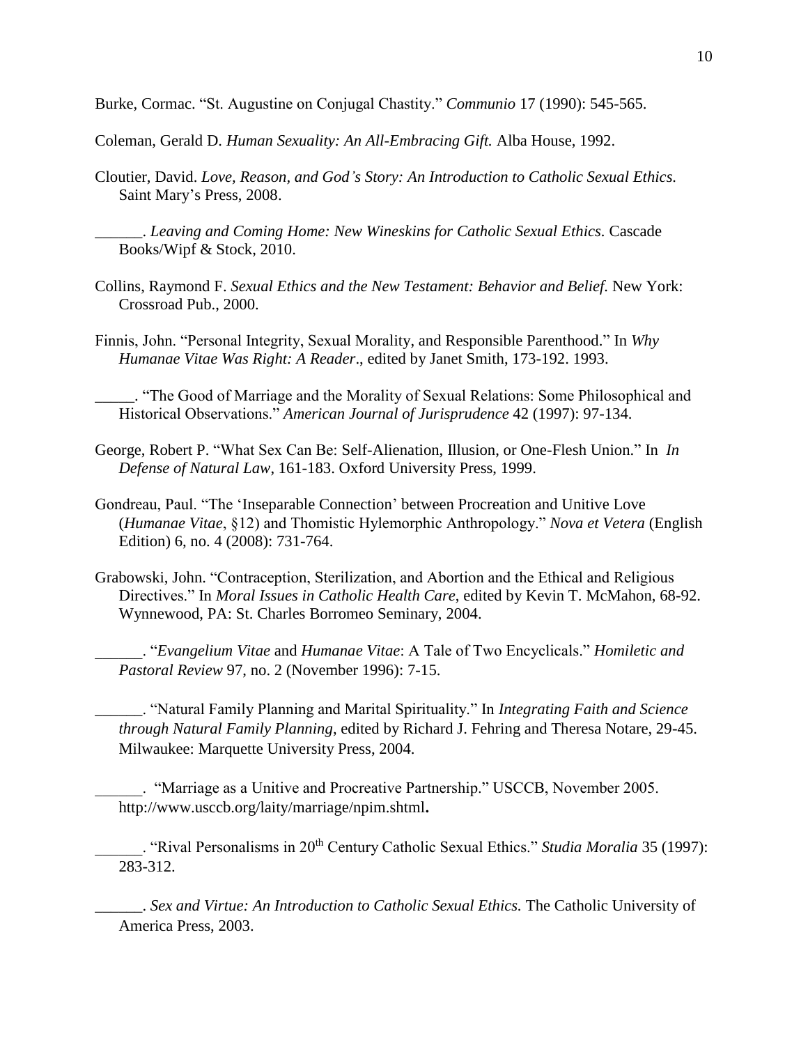Burke, Cormac. "St. Augustine on Conjugal Chastity." *Communio* 17 (1990): 545-565.

Coleman, Gerald D. *Human Sexuality: An All-Embracing Gift.* Alba House, 1992.

Cloutier, David. *Love, Reason, and God's Story: An Introduction to Catholic Sexual Ethics.* Saint Mary's Press, 2008.

______. *Leaving and Coming Home: New Wineskins for Catholic Sexual Ethics.* Cascade Books/Wipf & Stock, 2010.

Collins, Raymond F. *Sexual Ethics and the New Testament: Behavior and Belief.* New York: Crossroad Pub., 2000.

Finnis, John. "Personal Integrity, Sexual Morality, and Responsible Parenthood." In *Why Humanae Vitae Was Right: A Reader*., edited by Janet Smith, 173-192. 1993.

_____. "The Good of Marriage and the Morality of Sexual Relations: Some Philosophical and Historical Observations." *American Journal of Jurisprudence* 42 (1997): 97-134.

George, Robert P. "What Sex Can Be: Self-Alienation, Illusion, or One-Flesh Union." In *In Defense of Natural Law*, 161-183. Oxford University Press, 1999.

Gondreau, Paul. "The 'Inseparable Connection' between Procreation and Unitive Love (*Humanae Vitae*, §12) and Thomistic Hylemorphic Anthropology." *Nova et Vetera* (English Edition) 6, no. 4 (2008): 731-764.

Grabowski, John. "Contraception, Sterilization, and Abortion and the Ethical and Religious Directives." In *Moral Issues in Catholic Health Care*, edited by Kevin T. McMahon, 68-92. Wynnewood, PA: St. Charles Borromeo Seminary, 2004.

______. "*Evangelium Vitae* and *Humanae Vitae*: A Tale of Two Encyclicals." *Homiletic and Pastoral Review* 97, no. 2 (November 1996): 7-15.

______. "Natural Family Planning and Marital Spirituality." In *Integrating Faith and Science through Natural Family Planning*, edited by Richard J. Fehring and Theresa Notare, 29-45. Milwaukee: Marquette University Press, 2004.

______. "Marriage as a Unitive and Procreative Partnership." USCCB, November 2005. http://www.usccb.org/laity/marriage/npim.shtml**.**

______. "Rival Personalisms in 20th Century Catholic Sexual Ethics." *Studia Moralia* 35 (1997): 283-312.

______. *Sex and Virtue: An Introduction to Catholic Sexual Ethics.* The Catholic University of America Press, 2003.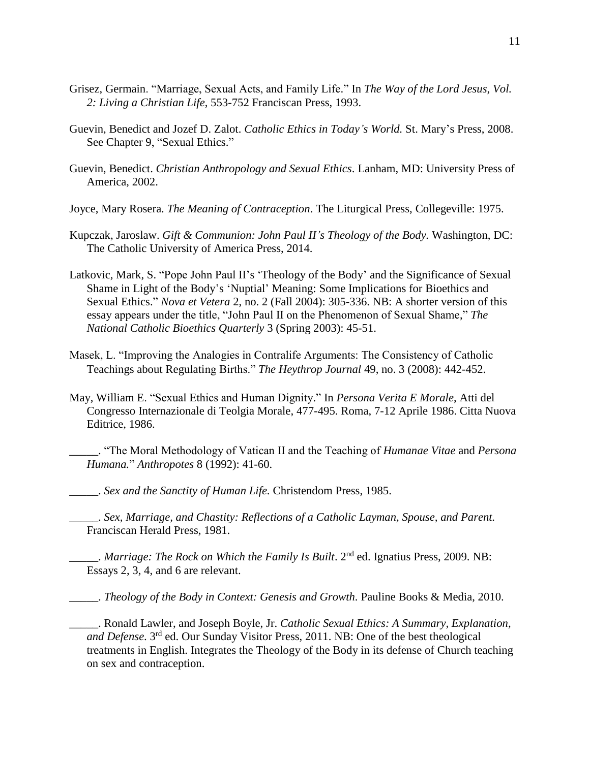Grisez, Germain. "Marriage, Sexual Acts, and Family Life." In *The Way of the Lord Jesus, Vol. 2: Living a Christian Life*, 553-752 Franciscan Press, 1993.

Guevin, Benedict and Jozef D. Zalot. *Catholic Ethics in Today's World.* St. Mary's Press, 2008. See Chapter 9, "Sexual Ethics."

Guevin, Benedict. *Christian Anthropology and Sexual Ethics*. Lanham, MD: University Press of America, 2002.

Joyce, Mary Rosera. *The Meaning of Contraception*. The Liturgical Press, Collegeville: 1975.

Kupczak, Jaroslaw. *Gift & Communion: John Paul II's Theology of the Body.* Washington, DC: The Catholic University of America Press, 2014.

Latkovic, Mark, S. "Pope John Paul II's 'Theology of the Body' and the Significance of Sexual Shame in Light of the Body's 'Nuptial' Meaning: Some Implications for Bioethics and Sexual Ethics." *Nova et Vetera* 2, no. 2 (Fall 2004): 305-336. NB: A shorter version of this essay appears under the title, "John Paul II on the Phenomenon of Sexual Shame," *The National Catholic Bioethics Quarterly* 3 (Spring 2003): 45-51.

Masek, L. "Improving the Analogies in Contralife Arguments: The Consistency of Catholic Teachings about Regulating Births." *The Heythrop Journal* 49, no. 3 (2008): 442-452.

May, William E. "Sexual Ethics and Human Dignity." In *Persona Verita E Morale*, Atti del Congresso Internazionale di Teolgia Morale, 477-495. Roma, 7-12 Aprile 1986. Citta Nuova Editrice, 1986.

_____. "The Moral Methodology of Vatican II and the Teaching of *Humanae Vitae* and *Persona Humana.*" *Anthropotes* 8 (1992): 41-60.

_____. *Sex and the Sanctity of Human Life.* Christendom Press, 1985.

_____. *Sex, Marriage, and Chastity: Reflections of a Catholic Layman, Spouse, and Parent.* Franciscan Herald Press, 1981.

_____. *Marriage: The Rock on Which the Family Is Built*. 2nd ed. Ignatius Press, 2009. NB: Essays 2, 3, 4, and 6 are relevant.

_____. *Theology of the Body in Context: Genesis and Growth.* Pauline Books & Media, 2010.

_____. Ronald Lawler, and Joseph Boyle, Jr. *Catholic Sexual Ethics: A Summary, Explanation, and Defense*. 3rd ed. Our Sunday Visitor Press, 2011. NB: One of the best theological treatments in English. Integrates the Theology of the Body in its defense of Church teaching on sex and contraception.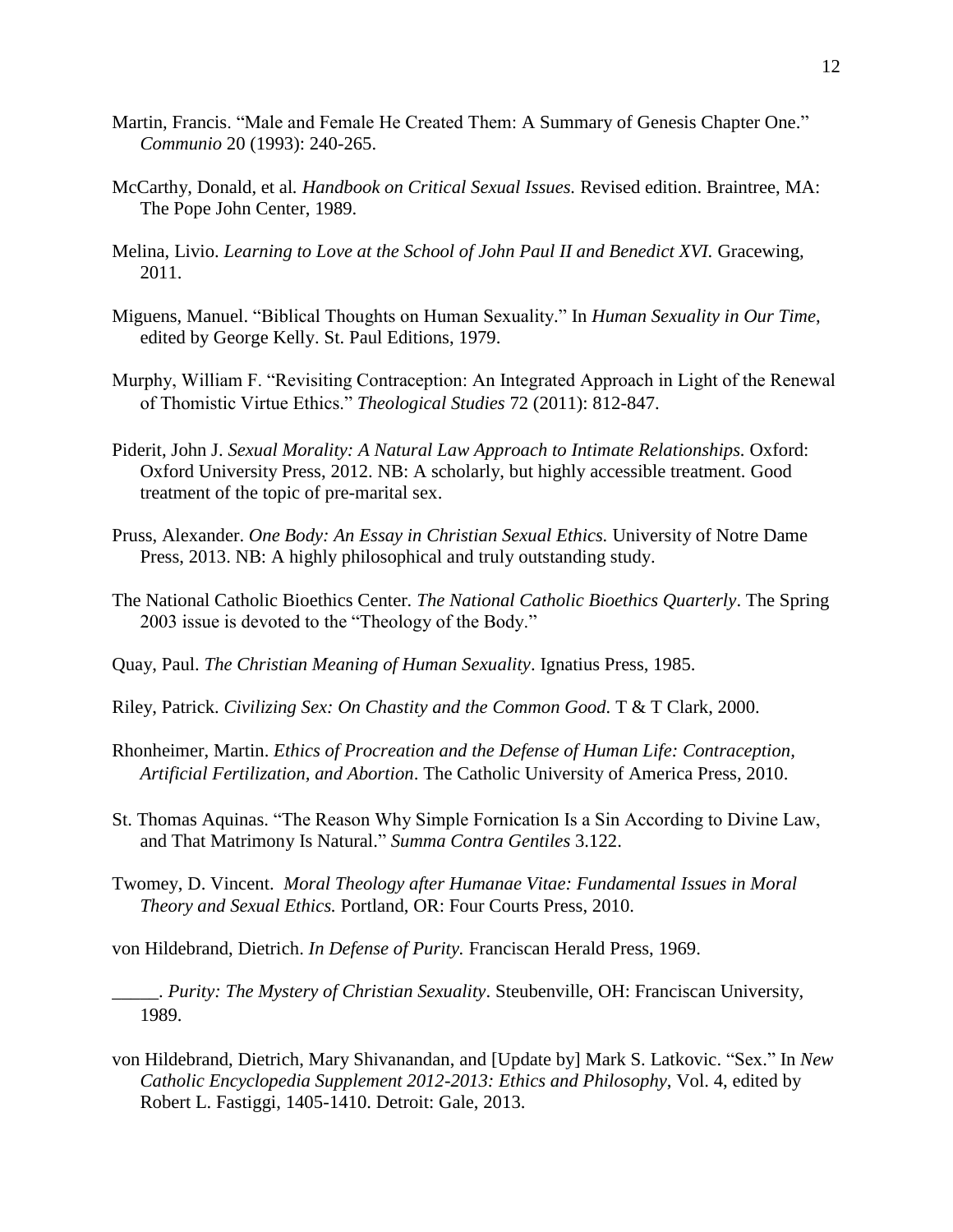Martin, Francis. “Male and Female He Created Them: A Summary of Genesis Chapter One.” *Communio* 20 (1993): 240-265.

McCarthy, Donald, et al. *Handbook on Critical Sexual Issues.* Revised edition. Braintree, MA: The Pope John Center, 1989.

Melina, Livio. *Learning to Love at the School of John Paul II and Benedict XVI.* Gracewing, 2011.

Miguens, Manuel. “Biblical Thoughts on Human Sexuality.” In *Human Sexuality in Our Time*, edited by George Kelly. St. Paul Editions, 1979.

Murphy, William F. “Revisiting Contraception: An Integrated Approach in Light of the Renewal of Thomistic Virtue Ethics.” *Theological Studies* 72 (2011): 812-847.

Piderit, John J. *Sexual Morality: A Natural Law Approach to Intimate Relationships.* Oxford: Oxford University Press, 2012. NB: A scholarly, but highly accessible treatment. Good treatment of the topic of pre-marital sex.

Pruss, Alexander. *One Body: An Essay in Christian Sexual Ethics.* University of Notre Dame Press, 2013. NB: A highly philosophical and truly outstanding study.

The National Catholic Bioethics Center. *The National Catholic Bioethics Quarterly*. The Spring 2003 issue is devoted to the “Theology of the Body.”

Quay, Paul. *The Christian Meaning of Human Sexuality*. Ignatius Press, 1985.

Riley, Patrick. *Civilizing Sex: On Chastity and the Common Good.* T & T Clark, 2000.

Rhonheimer, Martin. *Ethics of Procreation and the Defense of Human Life: Contraception, Artificial Fertilization, and Abortion*. The Catholic University of America Press, 2010.

St. Thomas Aquinas. “The Reason Why Simple Fornication Is a Sin According to Divine Law, and That Matrimony Is Natural.” *Summa Contra Gentiles* 3.122.

Twomey, D. Vincent. *Moral Theology after Humanae Vitae: Fundamental Issues in Moral Theory and Sexual Ethics.* Portland, OR: Four Courts Press, 2010.

von Hildebrand, Dietrich. *In Defense of Purity.* Franciscan Herald Press, 1969.

_____. *Purity: The Mystery of Christian Sexuality*. Steubenville, OH: Franciscan University, 1989.

von Hildebrand, Dietrich, Mary Shivanandan, and [Update by] Mark S. Latkovic. “Sex.” In *New Catholic Encyclopedia Supplement 2012-2013: Ethics and Philosophy*, Vol. 4, edited by Robert L. Fastiggi, 1405-1410. Detroit: Gale, 2013.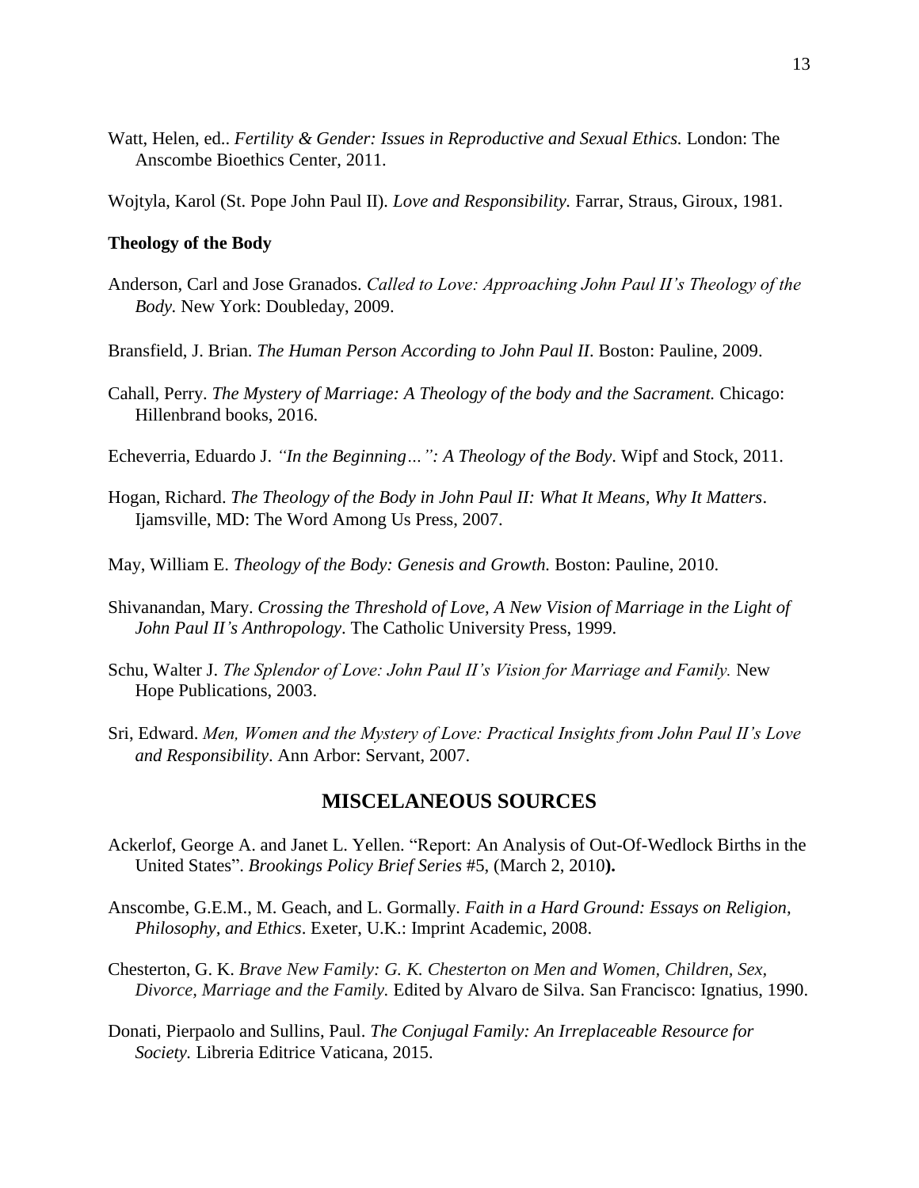Watt, Helen, ed.. *Fertility & Gender: Issues in Reproductive and Sexual Ethics.* London: The Anscombe Bioethics Center, 2011.

Wojtyla, Karol (St. Pope John Paul II). *Love and Responsibility.* Farrar, Straus, Giroux, 1981.

**Theology of the Body**

Anderson, Carl and Jose Granados. *Called to Love: Approaching John Paul II's Theology of the Body.* New York: Doubleday, 2009.

Bransfield, J. Brian. *The Human Person According to John Paul II*. Boston: Pauline, 2009.

Cahall, Perry. *The Mystery of Marriage: A Theology of the body and the Sacrament.* Chicago: Hillenbrand books, 2016.

Echeverria, Eduardo J. *"In the Beginning…": A Theology of the Body*. Wipf and Stock, 2011.

Hogan, Richard. *The Theology of the Body in John Paul II: What It Means, Why It Matters*. Ijamsville, MD: The Word Among Us Press, 2007.

May, William E. *Theology of the Body: Genesis and Growth.* Boston: Pauline, 2010.

Shivanandan, Mary. *Crossing the Threshold of Love, A New Vision of Marriage in the Light of John Paul II's Anthropology*. The Catholic University Press, 1999.

Schu, Walter J. *The Splendor of Love: John Paul II's Vision for Marriage and Family.* New Hope Publications, 2003.

Sri, Edward. *Men, Women and the Mystery of Love: Practical Insights from John Paul II's Love and Responsibility*. Ann Arbor: Servant, 2007.

## MISCELANEOUS SOURCES

Ackerlof, George A. and Janet L. Yellen. "Report: An Analysis of Out-Of-Wedlock Births in the United States". *Brookings Policy Brief Series* #5, (March 2, 2010**).**

Anscombe, G.E.M., M. Geach, and L. Gormally. *Faith in a Hard Ground: Essays on Religion, Philosophy, and Ethics*. Exeter, U.K.: Imprint Academic, 2008.

Chesterton, G. K. *Brave New Family: G. K. Chesterton on Men and Women, Children, Sex, Divorce, Marriage and the Family.* Edited by Alvaro de Silva. San Francisco: Ignatius, 1990.

Donati, Pierpaolo and Sullins, Paul. *The Conjugal Family: An Irreplaceable Resource for Society.* Libreria Editrice Vaticana, 2015.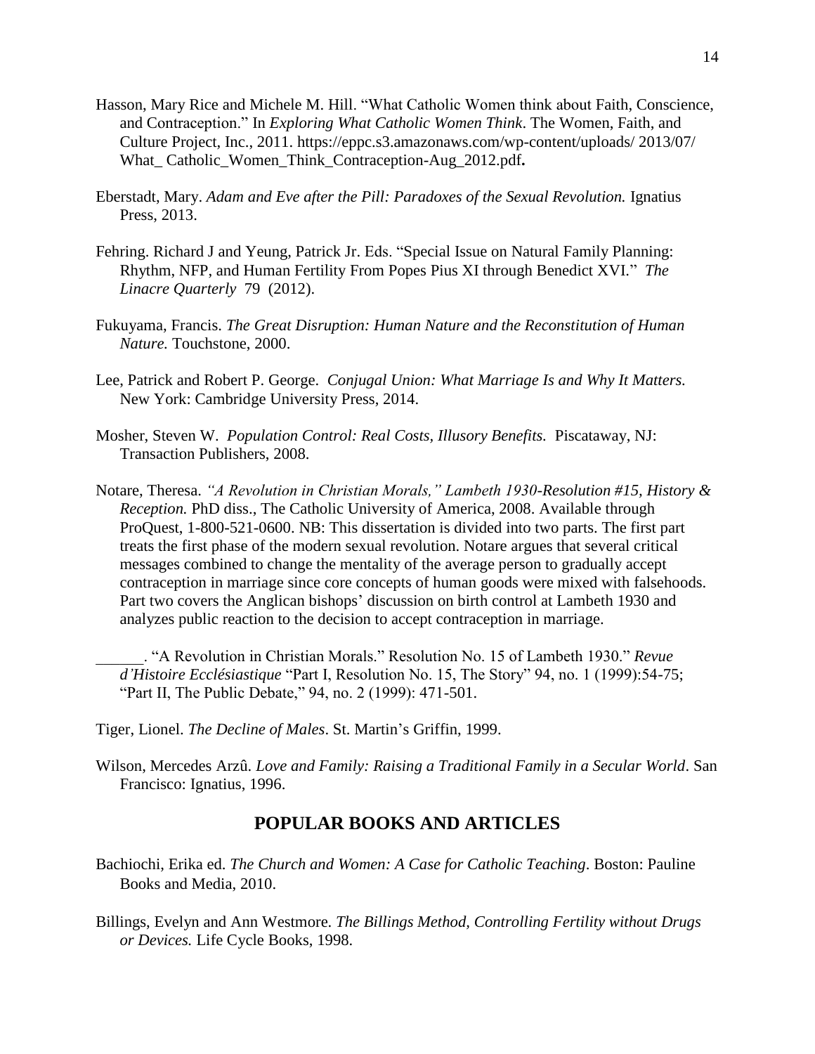Hasson, Mary Rice and Michele M. Hill. "What Catholic Women think about Faith, Conscience, and Contraception." In *Exploring What Catholic Women Think*. The Women, Faith, and Culture Project, Inc., 2011. https://eppc.s3.amazonaws.com/wp-content/uploads/ 2013/07/ What_ Catholic_Women_Think_Contraception-Aug_2012.pdf**.**

Eberstadt, Mary. *Adam and Eve after the Pill: Paradoxes of the Sexual Revolution.* Ignatius Press, 2013.

Fehring. Richard J and Yeung, Patrick Jr. Eds. "Special Issue on Natural Family Planning: Rhythm, NFP, and Human Fertility From Popes Pius XI through Benedict XVI." *The Linacre Quarterly* 79 (2012).

Fukuyama, Francis. *The Great Disruption: Human Nature and the Reconstitution of Human Nature.* Touchstone, 2000.

Lee, Patrick and Robert P. George. *Conjugal Union: What Marriage Is and Why It Matters.* New York: Cambridge University Press, 2014.

Mosher, Steven W. *Population Control: Real Costs, Illusory Benefits.* Piscataway, NJ: Transaction Publishers, 2008.

Notare, Theresa. *"A Revolution in Christian Morals," Lambeth 1930-Resolution #15, History & Reception.* PhD diss., The Catholic University of America, 2008. Available through ProQuest, 1-800-521-0600. NB: This dissertation is divided into two parts. The first part treats the first phase of the modern sexual revolution. Notare argues that several critical messages combined to change the mentality of the average person to gradually accept contraception in marriage since core concepts of human goods were mixed with falsehoods. Part two covers the Anglican bishops' discussion on birth control at Lambeth 1930 and analyzes public reaction to the decision to accept contraception in marriage.

______. "A Revolution in Christian Morals." Resolution No. 15 of Lambeth 1930." *Revue d'Histoire Ecclésiastique* "Part I, Resolution No. 15, The Story" 94, no. 1 (1999):54-75; "Part II, The Public Debate," 94, no. 2 (1999): 471-501.

Tiger, Lionel. *The Decline of Males*. St. Martin's Griffin, 1999.

Wilson, Mercedes Arzû. *Love and Family: Raising a Traditional Family in a Secular World*. San Francisco: Ignatius, 1996.

## POPULAR BOOKS AND ARTICLES

Bachiochi, Erika ed. *The Church and Women: A Case for Catholic Teaching*. Boston: Pauline Books and Media, 2010.

Billings, Evelyn and Ann Westmore. *The Billings Method, Controlling Fertility without Drugs or Devices.* Life Cycle Books, 1998.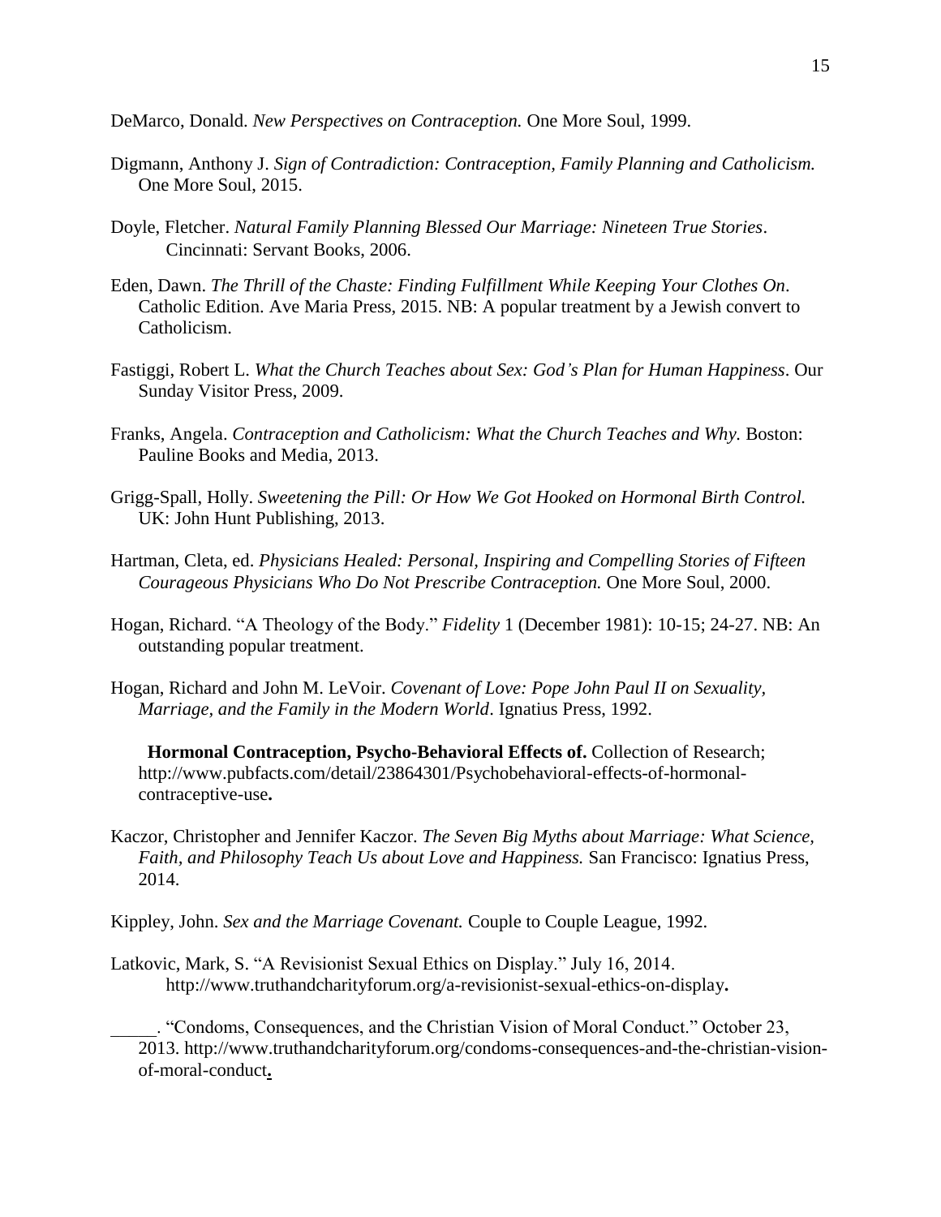DeMarco, Donald. *New Perspectives on Contraception.* One More Soul, 1999.

Digmann, Anthony J. *Sign of Contradiction: Contraception, Family Planning and Catholicism.* One More Soul, 2015.

Doyle, Fletcher. *Natural Family Planning Blessed Our Marriage: Nineteen True Stories*. Cincinnati: Servant Books, 2006.

Eden, Dawn. *The Thrill of the Chaste: Finding Fulfillment While Keeping Your Clothes On*. Catholic Edition. Ave Maria Press, 2015. NB: A popular treatment by a Jewish convert to Catholicism.

Fastiggi, Robert L. *What the Church Teaches about Sex: God's Plan for Human Happiness*. Our Sunday Visitor Press, 2009.

Franks, Angela. *Contraception and Catholicism: What the Church Teaches and Why.* Boston: Pauline Books and Media, 2013.

Grigg-Spall, Holly. *Sweetening the Pill: Or How We Got Hooked on Hormonal Birth Control.* UK: John Hunt Publishing, 2013.

Hartman, Cleta, ed. *Physicians Healed: Personal, Inspiring and Compelling Stories of Fifteen Courageous Physicians Who Do Not Prescribe Contraception.* One More Soul, 2000.

Hogan, Richard. "A Theology of the Body." *Fidelity* 1 (December 1981): 10-15; 24-27. NB: An outstanding popular treatment.

Hogan, Richard and John M. LeVoir. *Covenant of Love: Pope John Paul II on Sexuality, Marriage, and the Family in the Modern World*. Ignatius Press, 1992.

**Hormonal Contraception, Psycho-Behavioral Effects of.** Collection of Research; http://www.pubfacts.com/detail/23864301/Psychobehavioral-effects-of-hormonal-contraceptive-use**.**

Kaczor, Christopher and Jennifer Kaczor. *The Seven Big Myths about Marriage: What Science, Faith, and Philosophy Teach Us about Love and Happiness.* San Francisco: Ignatius Press, 2014.

Kippley, John. *Sex and the Marriage Covenant.* Couple to Couple League, 1992.

Latkovic, Mark, S. "A Revisionist Sexual Ethics on Display." July 16, 2014. http://www.truthandcharityforum.org/a-revisionist-sexual-ethics-on-display**.**

_____. "Condoms, Consequences, and the Christian Vision of Moral Conduct." October 23, 2013. http://www.truthandcharityforum.org/condoms-consequences-and-the-christian-vision-of-moral-conduct**.**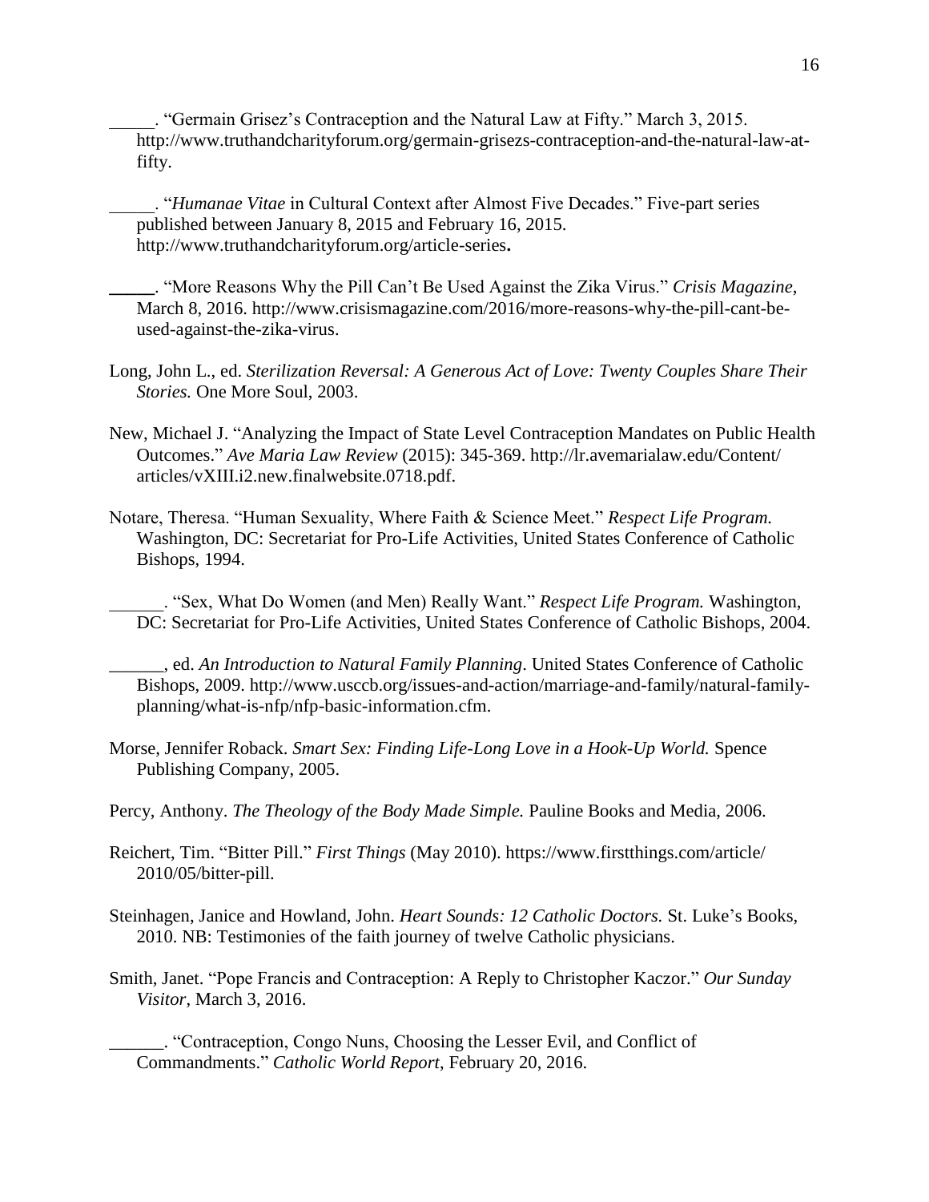\_\_\_\_\_. "Germain Grisez's Contraception and the Natural Law at Fifty." March 3, 2015. http://www.truthandcharityforum.org/germain-grisezs-contraception-and-the-natural-law-at-fifty.

\_\_\_\_\_. "*Humanae Vitae* in Cultural Context after Almost Five Decades." Five-part series published between January 8, 2015 and February 16, 2015. http://www.truthandcharityforum.org/article-series**.**

**\_\_\_\_\_**. "More Reasons Why the Pill Can't Be Used Against the Zika Virus." *Crisis Magazine*, March 8, 2016. http://www.crisismagazine.com/2016/more-reasons-why-the-pill-cant-be-used-against-the-zika-virus.

Long, John L., ed. *Sterilization Reversal: A Generous Act of Love: Twenty Couples Share Their Stories.* One More Soul, 2003.

New, Michael J. "Analyzing the Impact of State Level Contraception Mandates on Public Health Outcomes." *Ave Maria Law Review* (2015): 345-369. http://lr.avemarialaw.edu/Content/articles/vXIII.i2.new.finalwebsite.0718.pdf.

Notare, Theresa. "Human Sexuality, Where Faith & Science Meet." *Respect Life Program.* Washington, DC: Secretariat for Pro-Life Activities, United States Conference of Catholic Bishops, 1994.

\_\_\_\_\_\_. "Sex, What Do Women (and Men) Really Want." *Respect Life Program.* Washington, DC: Secretariat for Pro-Life Activities, United States Conference of Catholic Bishops, 2004.

\_\_\_\_\_\_, ed. *An Introduction to Natural Family Planning*. United States Conference of Catholic Bishops, 2009. http://www.usccb.org/issues-and-action/marriage-and-family/natural-family-planning/what-is-nfp/nfp-basic-information.cfm.

Morse, Jennifer Roback. *Smart Sex: Finding Life-Long Love in a Hook-Up World.* Spence Publishing Company, 2005.

Percy, Anthony. *The Theology of the Body Made Simple.* Pauline Books and Media, 2006.

Reichert, Tim. "Bitter Pill." *First Things* (May 2010). https://www.firstthings.com/article/2010/05/bitter-pill.

Steinhagen, Janice and Howland, John. *Heart Sounds: 12 Catholic Doctors.* St. Luke's Books, 2010. NB: Testimonies of the faith journey of twelve Catholic physicians.

Smith, Janet. "Pope Francis and Contraception: A Reply to Christopher Kaczor." *Our Sunday Visitor*, March 3, 2016.

\_\_\_\_\_\_. "Contraception, Congo Nuns, Choosing the Lesser Evil, and Conflict of Commandments." *Catholic World Report*, February 20, 2016.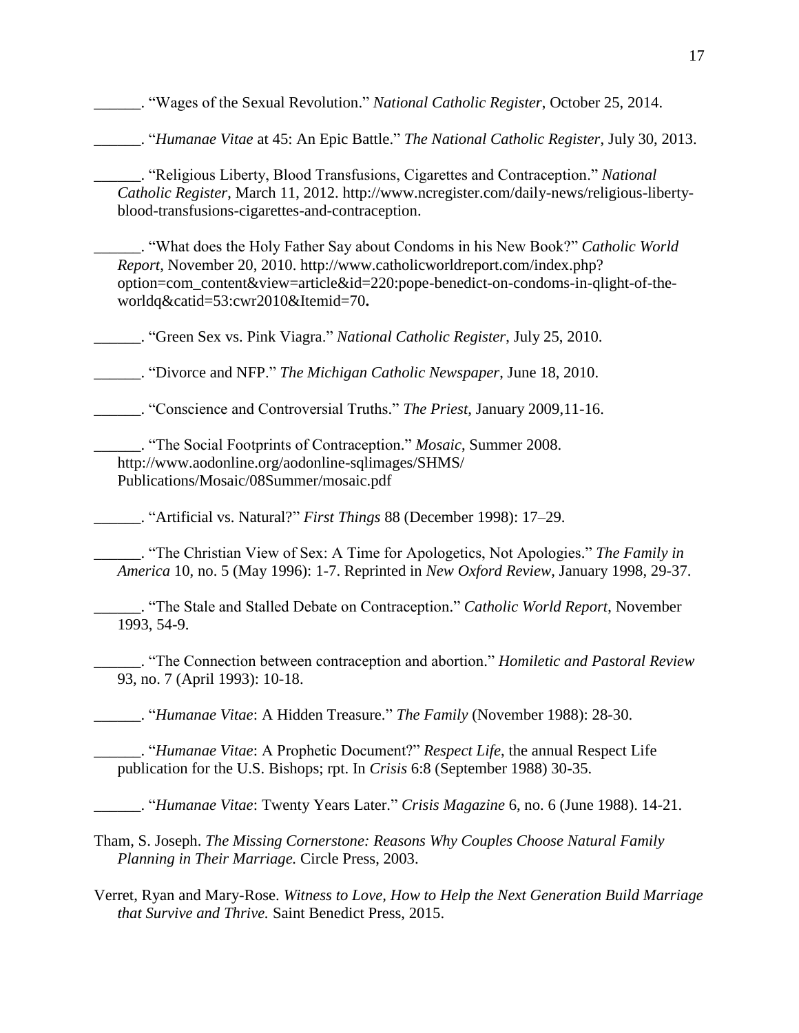______. “Wages of the Sexual Revolution.” *National Catholic Register*, October 25, 2014.

______. “*Humanae Vitae* at 45: An Epic Battle.” *The National Catholic Register*, July 30, 2013.

______. “Religious Liberty, Blood Transfusions, Cigarettes and Contraception.” *National Catholic Register*, March 11, 2012. http://www.ncregister.com/daily-news/religious-liberty-blood-transfusions-cigarettes-and-contraception.

______. “What does the Holy Father Say about Condoms in his New Book?” *Catholic World Report*, November 20, 2010. http://www.catholicworldreport.com/index.php?option=com_content&view=article&id=220:pope-benedict-on-condoms-in-qlight-of-the-worldq&catid=53:cwr2010&Itemid=70**.**

______. “Green Sex vs. Pink Viagra.” *National Catholic Register*, July 25, 2010.

______. “Divorce and NFP.” *The Michigan Catholic Newspaper*, June 18, 2010.

______. “Conscience and Controversial Truths.” *The Priest*, January 2009,11-16.

______. “The Social Footprints of Contraception.” *Mosaic*, Summer 2008. http://www.aodonline.org/aodonline-sqlimages/SHMS/Publications/Mosaic/08Summer/mosaic.pdf

______. “Artificial vs. Natural?” *First Things* 88 (December 1998): 17–29.

______. “The Christian View of Sex: A Time for Apologetics, Not Apologies.” *The Family in America* 10, no. 5 (May 1996): 1-7. Reprinted in *New Oxford Review*, January 1998, 29-37.

______. “The Stale and Stalled Debate on Contraception.” *Catholic World Report*, November 1993, 54-9.

______. “The Connection between contraception and abortion.” *Homiletic and Pastoral Review* 93, no. 7 (April 1993): 10-18.

______. “*Humanae Vitae*: A Hidden Treasure.” *The Family* (November 1988): 28-30.

______. “*Humanae Vitae*: A Prophetic Document?” *Respect Life*, the annual Respect Life publication for the U.S. Bishops; rpt. In *Crisis* 6:8 (September 1988) 30-35.

______. “*Humanae Vitae*: Twenty Years Later.” *Crisis Magazine* 6, no. 6 (June 1988). 14-21.

Tham, S. Joseph. *The Missing Cornerstone: Reasons Why Couples Choose Natural Family Planning in Their Marriage.* Circle Press, 2003.

Verret, Ryan and Mary-Rose. *Witness to Love, How to Help the Next Generation Build Marriage that Survive and Thrive.* Saint Benedict Press, 2015.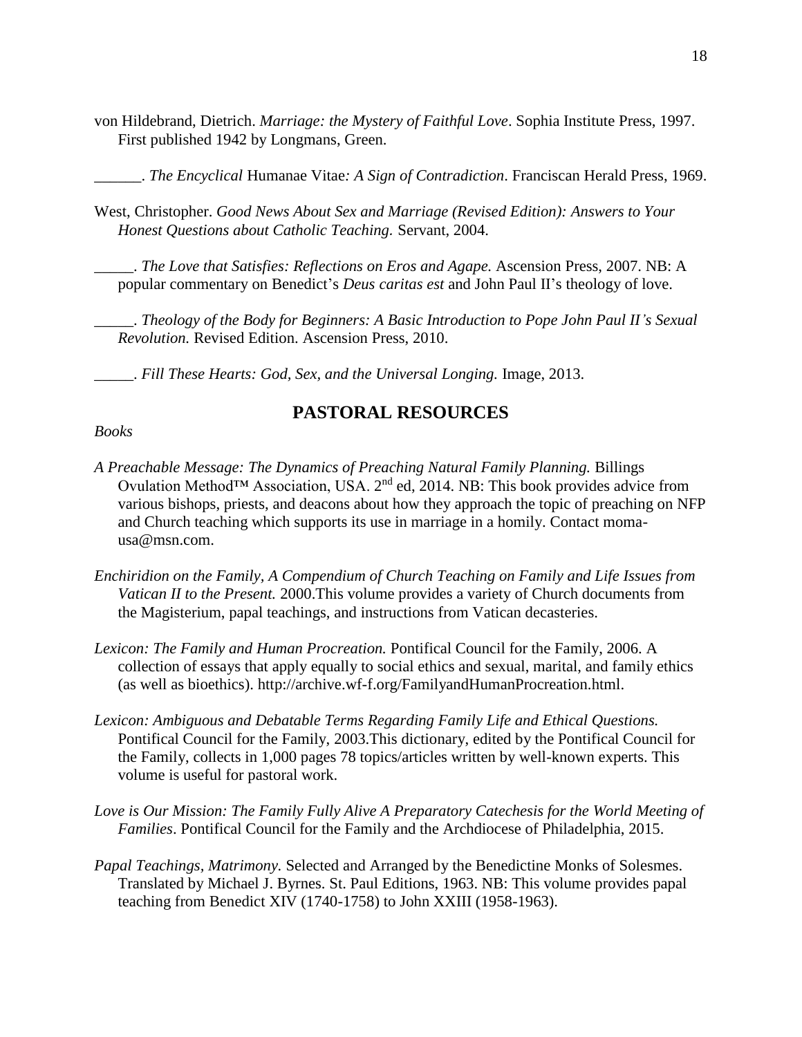von Hildebrand, Dietrich. *Marriage: the Mystery of Faithful Love*. Sophia Institute Press, 1997. First published 1942 by Longmans, Green.

______. *The Encyclical* Humanae Vitae*: A Sign of Contradiction*. Franciscan Herald Press, 1969.

West, Christopher. *Good News About Sex and Marriage (Revised Edition): Answers to Your Honest Questions about Catholic Teaching.* Servant, 2004.

_____. *The Love that Satisfies: Reflections on Eros and Agape.* Ascension Press, 2007. NB: A popular commentary on Benedict's *Deus caritas est* and John Paul II's theology of love.

_____. *Theology of the Body for Beginners: A Basic Introduction to Pope John Paul II's Sexual Revolution.* Revised Edition. Ascension Press, 2010.

_____. *Fill These Hearts: God, Sex, and the Universal Longing.* Image, 2013.

## PASTORAL RESOURCES

*Books*

*A Preachable Message: The Dynamics of Preaching Natural Family Planning.* Billings Ovulation Method™ Association, USA. 2nd ed, 2014. NB: This book provides advice from various bishops, priests, and deacons about how they approach the topic of preaching on NFP and Church teaching which supports its use in marriage in a homily. Contact moma-usa@msn.com.

*Enchiridion on the Family, A Compendium of Church Teaching on Family and Life Issues from Vatican II to the Present.* 2000.This volume provides a variety of Church documents from the Magisterium, papal teachings, and instructions from Vatican decasteries.

*Lexicon: The Family and Human Procreation.* Pontifical Council for the Family, 2006. A collection of essays that apply equally to social ethics and sexual, marital, and family ethics (as well as bioethics). http://archive.wf-f.org/FamilyandHumanProcreation.html.

*Lexicon: Ambiguous and Debatable Terms Regarding Family Life and Ethical Questions.* Pontifical Council for the Family, 2003.This dictionary, edited by the Pontifical Council for the Family, collects in 1,000 pages 78 topics/articles written by well-known experts. This volume is useful for pastoral work.

*Love is Our Mission: The Family Fully Alive A Preparatory Catechesis for the World Meeting of Families*. Pontifical Council for the Family and the Archdiocese of Philadelphia, 2015.

*Papal Teachings, Matrimony.* Selected and Arranged by the Benedictine Monks of Solesmes. Translated by Michael J. Byrnes. St. Paul Editions, 1963. NB: This volume provides papal teaching from Benedict XIV (1740-1758) to John XXIII (1958-1963).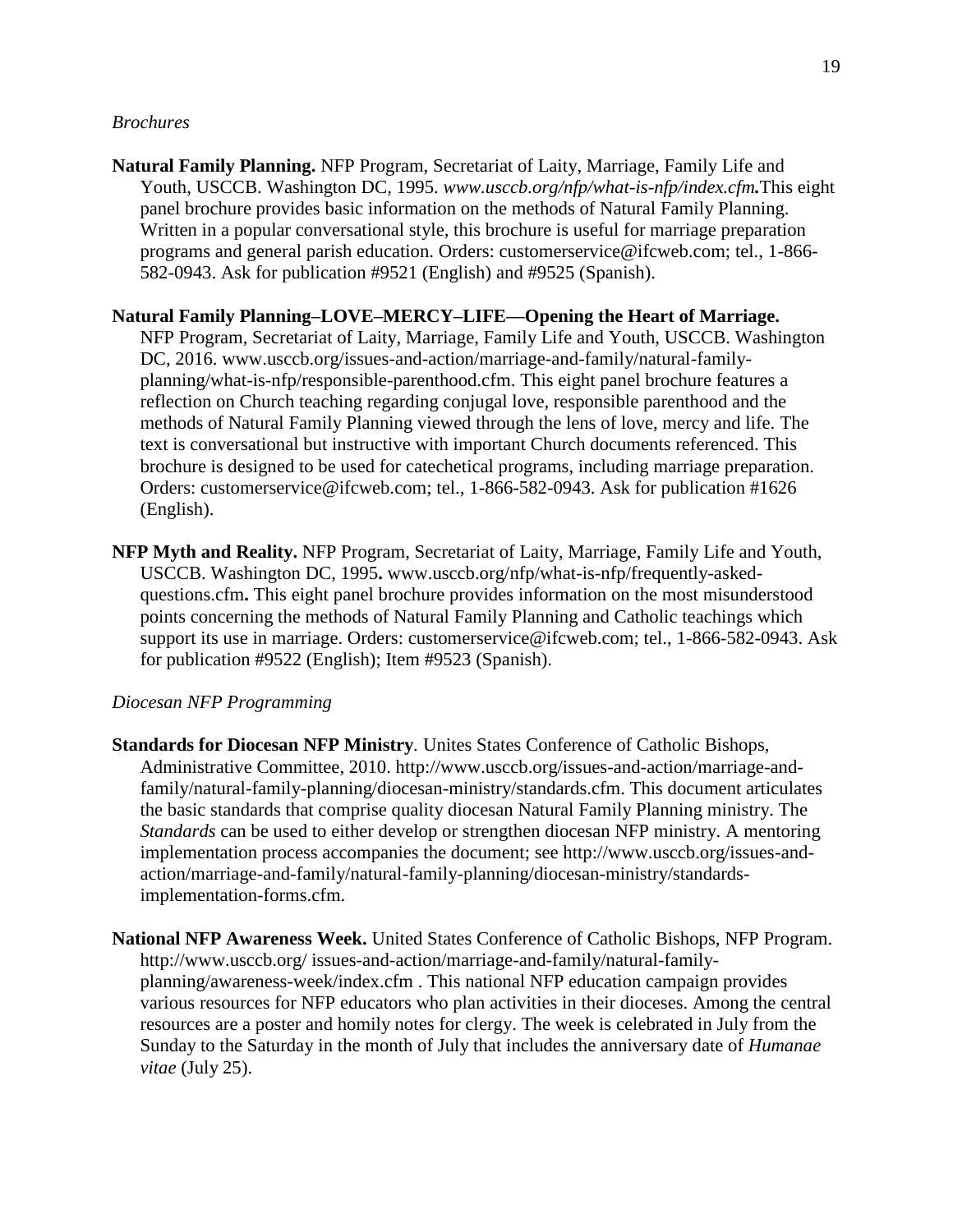*Brochures*

**Natural Family Planning.** NFP Program, Secretariat of Laity, Marriage, Family Life and Youth, USCCB. Washington DC, 1995. *www.usccb.org/nfp/what-is-nfp/index.cfm***.**This eight panel brochure provides basic information on the methods of Natural Family Planning. Written in a popular conversational style, this brochure is useful for marriage preparation programs and general parish education. Orders: customerservice@ifcweb.com; tel., 1-866-582-0943. Ask for publication #9521 (English) and #9525 (Spanish).

**Natural Family Planning–LOVE–MERCY–LIFE—Opening the Heart of Marriage.** NFP Program, Secretariat of Laity, Marriage, Family Life and Youth, USCCB. Washington DC, 2016. www.usccb.org/issues-and-action/marriage-and-family/natural-family-planning/what-is-nfp/responsible-parenthood.cfm. This eight panel brochure features a reflection on Church teaching regarding conjugal love, responsible parenthood and the methods of Natural Family Planning viewed through the lens of love, mercy and life. The text is conversational but instructive with important Church documents referenced. This brochure is designed to be used for catechetical programs, including marriage preparation. Orders: customerservice@ifcweb.com; tel., 1-866-582-0943. Ask for publication #1626 (English).

**NFP Myth and Reality.** NFP Program, Secretariat of Laity, Marriage, Family Life and Youth, USCCB. Washington DC, 1995**.** www.usccb.org/nfp/what-is-nfp/frequently-asked-questions.cfm**.** This eight panel brochure provides information on the most misunderstood points concerning the methods of Natural Family Planning and Catholic teachings which support its use in marriage. Orders: customerservice@ifcweb.com; tel., 1-866-582-0943. Ask for publication #9522 (English); Item #9523 (Spanish).

*Diocesan NFP Programming*

**Standards for Diocesan NFP Ministry***.* Unites States Conference of Catholic Bishops, Administrative Committee, 2010. http://www.usccb.org/issues-and-action/marriage-and-family/natural-family-planning/diocesan-ministry/standards.cfm. This document articulates the basic standards that comprise quality diocesan Natural Family Planning ministry. The *Standards* can be used to either develop or strengthen diocesan NFP ministry. A mentoring implementation process accompanies the document; see http://www.usccb.org/issues-and-action/marriage-and-family/natural-family-planning/diocesan-ministry/standards-implementation-forms.cfm.

**National NFP Awareness Week.** United States Conference of Catholic Bishops, NFP Program. http://www.usccb.org/ issues-and-action/marriage-and-family/natural-family-planning/awareness-week/index.cfm . This national NFP education campaign provides various resources for NFP educators who plan activities in their dioceses. Among the central resources are a poster and homily notes for clergy. The week is celebrated in July from the Sunday to the Saturday in the month of July that includes the anniversary date of *Humanae vitae* (July 25).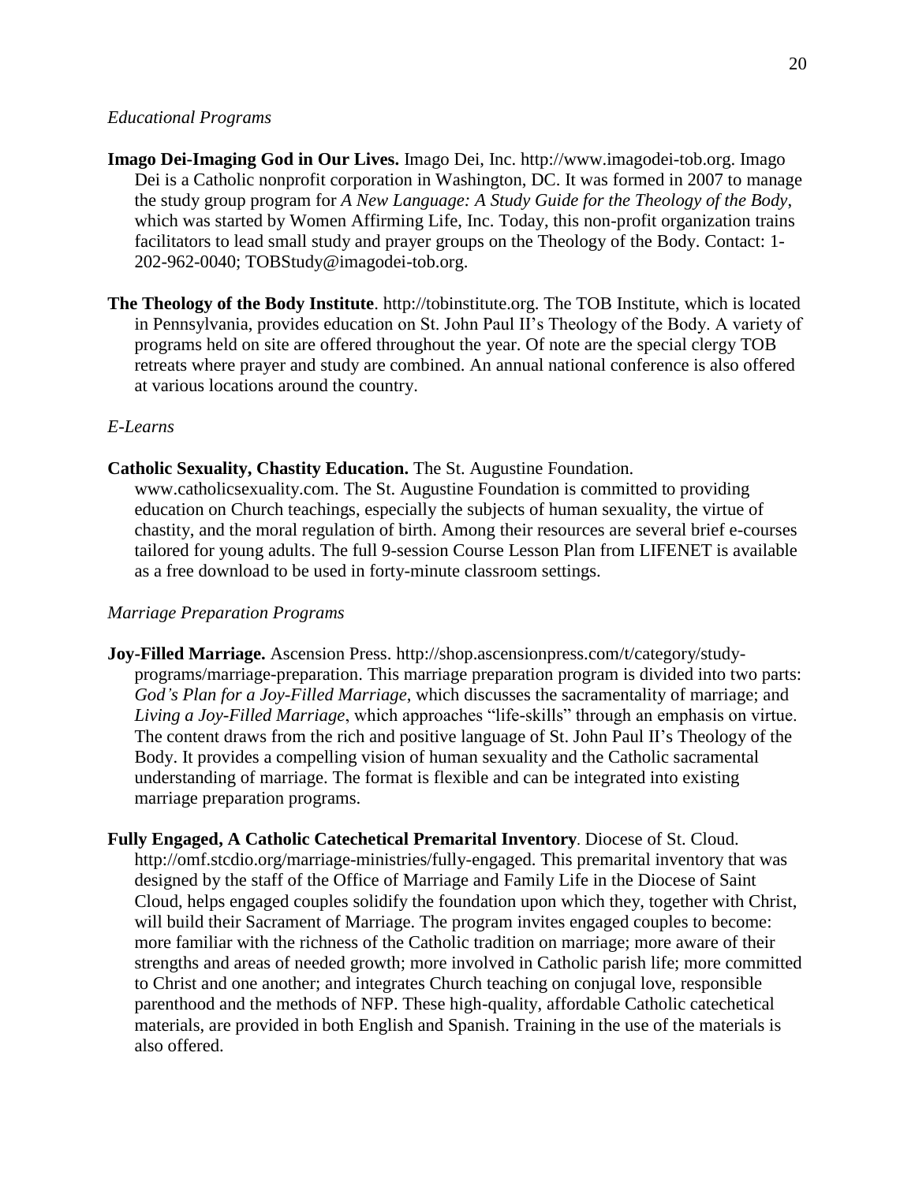*Educational Programs*

**Imago Dei-Imaging God in Our Lives.** Imago Dei, Inc. http://www.imagodei-tob.org. Imago Dei is a Catholic nonprofit corporation in Washington, DC. It was formed in 2007 to manage the study group program for *A New Language: A Study Guide for the Theology of the Body*, which was started by Women Affirming Life, Inc. Today, this non-profit organization trains facilitators to lead small study and prayer groups on the Theology of the Body. Contact: 1-202-962-0040; TOBStudy@imagodei-tob.org.

**The Theology of the Body Institute**. http://tobinstitute.org. The TOB Institute, which is located in Pennsylvania, provides education on St. John Paul II's Theology of the Body. A variety of programs held on site are offered throughout the year. Of note are the special clergy TOB retreats where prayer and study are combined. An annual national conference is also offered at various locations around the country.

*E-Learns*

**Catholic Sexuality, Chastity Education.** The St. Augustine Foundation. www.catholicsexuality.com. The St. Augustine Foundation is committed to providing education on Church teachings, especially the subjects of human sexuality, the virtue of chastity, and the moral regulation of birth. Among their resources are several brief e-courses tailored for young adults. The full 9-session Course Lesson Plan from LIFENET is available as a free download to be used in forty-minute classroom settings.

*Marriage Preparation Programs*

**Joy-Filled Marriage.** Ascension Press. http://shop.ascensionpress.com/t/category/study-programs/marriage-preparation. This marriage preparation program is divided into two parts: *God's Plan for a Joy-Filled Marriage*, which discusses the sacramentality of marriage; and *Living a Joy-Filled Marriage*, which approaches "life-skills" through an emphasis on virtue. The content draws from the rich and positive language of St. John Paul II's Theology of the Body. It provides a compelling vision of human sexuality and the Catholic sacramental understanding of marriage. The format is flexible and can be integrated into existing marriage preparation programs.

**Fully Engaged, A Catholic Catechetical Premarital Inventory**. Diocese of St. Cloud. http://omf.stcdio.org/marriage-ministries/fully-engaged. This premarital inventory that was designed by the staff of the Office of Marriage and Family Life in the Diocese of Saint Cloud, helps engaged couples solidify the foundation upon which they, together with Christ, will build their Sacrament of Marriage. The program invites engaged couples to become: more familiar with the richness of the Catholic tradition on marriage; more aware of their strengths and areas of needed growth; more involved in Catholic parish life; more committed to Christ and one another; and integrates Church teaching on conjugal love, responsible parenthood and the methods of NFP. These high-quality, affordable Catholic catechetical materials, are provided in both English and Spanish. Training in the use of the materials is also offered.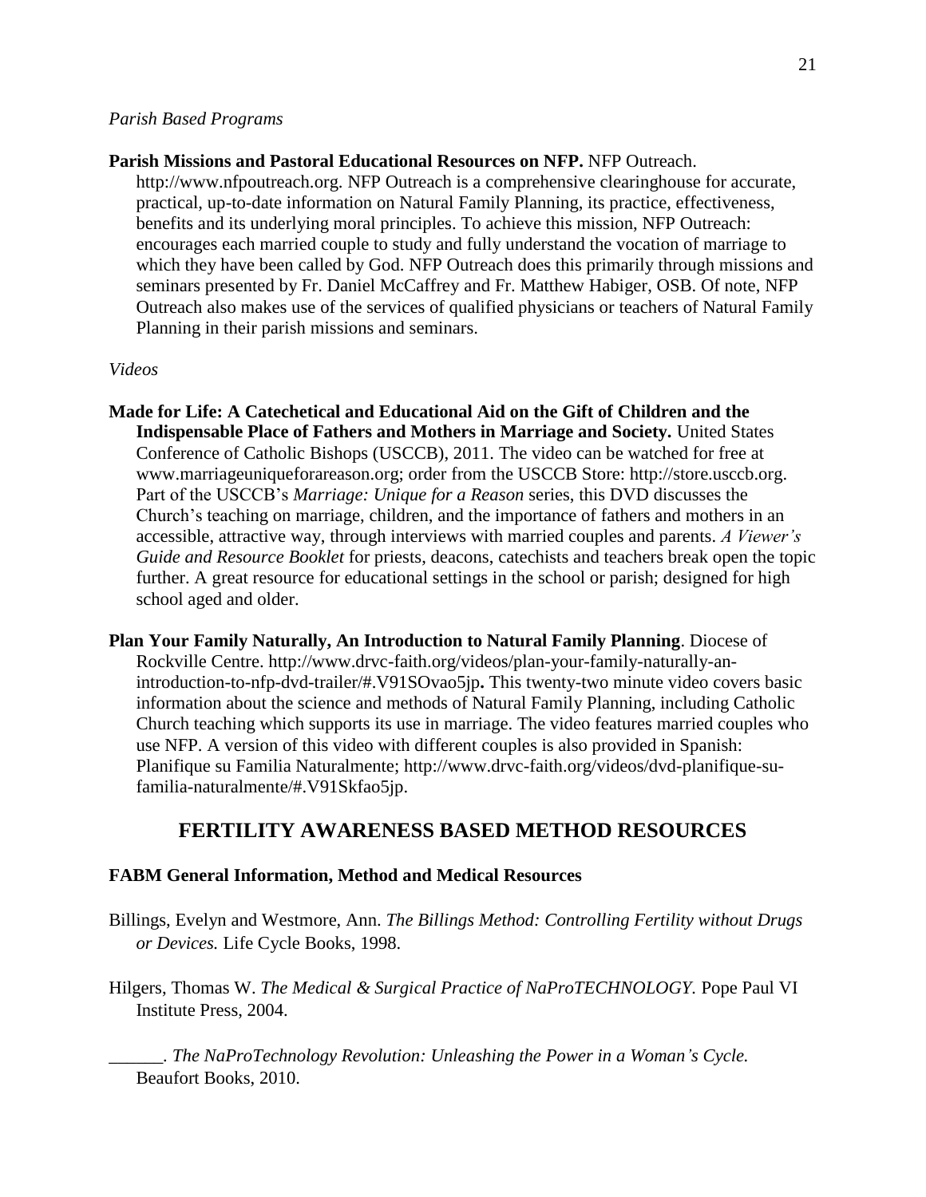*Parish Based Programs*

**Parish Missions and Pastoral Educational Resources on NFP.** NFP Outreach. http://www.nfpoutreach.org. NFP Outreach is a comprehensive clearinghouse for accurate, practical, up-to-date information on Natural Family Planning, its practice, effectiveness, benefits and its underlying moral principles. To achieve this mission, NFP Outreach: encourages each married couple to study and fully understand the vocation of marriage to which they have been called by God. NFP Outreach does this primarily through missions and seminars presented by Fr. Daniel McCaffrey and Fr. Matthew Habiger, OSB. Of note, NFP Outreach also makes use of the services of qualified physicians or teachers of Natural Family Planning in their parish missions and seminars.

*Videos*

**Made for Life: A Catechetical and Educational Aid on the Gift of Children and the Indispensable Place of Fathers and Mothers in Marriage and Society.** United States Conference of Catholic Bishops (USCCB), 2011. The video can be watched for free at www.marriageuniqueforareason.org; order from the USCCB Store: http://store.usccb.org. Part of the USCCB's *Marriage: Unique for a Reason* series, this DVD discusses the Church's teaching on marriage, children, and the importance of fathers and mothers in an accessible, attractive way, through interviews with married couples and parents. *A Viewer's Guide and Resource Booklet* for priests, deacons, catechists and teachers break open the topic further. A great resource for educational settings in the school or parish; designed for high school aged and older.

**Plan Your Family Naturally, An Introduction to Natural Family Planning**. Diocese of Rockville Centre. http://www.drvc-faith.org/videos/plan-your-family-naturally-an-introduction-to-nfp-dvd-trailer/#.V91SOvao5jp**.** This twenty-two minute video covers basic information about the science and methods of Natural Family Planning, including Catholic Church teaching which supports its use in marriage. The video features married couples who use NFP. A version of this video with different couples is also provided in Spanish: Planifique su Familia Naturalmente; http://www.drvc-faith.org/videos/dvd-planifique-su-familia-naturalmente/#.V91Skfao5jp.

## FERTILITY AWARENESS BASED METHOD RESOURCES

### FABM General Information, Method and Medical Resources

Billings, Evelyn and Westmore, Ann. *The Billings Method: Controlling Fertility without Drugs or Devices.* Life Cycle Books, 1998.

Hilgers, Thomas W. *The Medical & Surgical Practice of NaProTECHNOLOGY.* Pope Paul VI Institute Press, 2004.

______. *The NaProTechnology Revolution: Unleashing the Power in a Woman's Cycle.* Beaufort Books, 2010.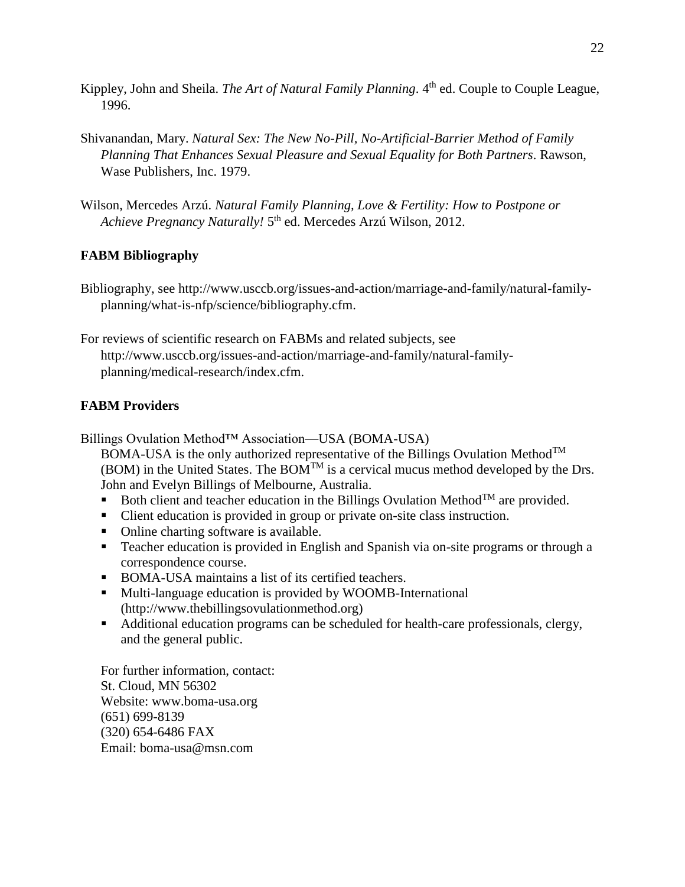Kippley, John and Sheila. *The Art of Natural Family Planning*. 4th ed. Couple to Couple League, 1996.

Shivanandan, Mary. *Natural Sex: The New No-Pill, No-Artificial-Barrier Method of Family Planning That Enhances Sexual Pleasure and Sexual Equality for Both Partners*. Rawson, Wase Publishers, Inc. 1979.

Wilson, Mercedes Arzú. *Natural Family Planning, Love & Fertility: How to Postpone or Achieve Pregnancy Naturally!* 5th ed. Mercedes Arzú Wilson, 2012.

**FABM Bibliography**

Bibliography, see http://www.usccb.org/issues-and-action/marriage-and-family/natural-family-planning/what-is-nfp/science/bibliography.cfm.

For reviews of scientific research on FABMs and related subjects, see http://www.usccb.org/issues-and-action/marriage-and-family/natural-family-planning/medical-research/index.cfm.

**FABM Providers**

Billings Ovulation Method™ Association—USA (BOMA-USA)

BOMA-USA is the only authorized representative of the Billings Ovulation Method™ (BOM) in the United States. The BOM™ is a cervical mucus method developed by the Drs. John and Evelyn Billings of Melbourne, Australia.

- Both client and teacher education in the Billings Ovulation Method™ are provided.
- Client education is provided in group or private on-site class instruction.
- Online charting software is available.
- Teacher education is provided in English and Spanish via on-site programs or through a correspondence course.
- BOMA-USA maintains a list of its certified teachers.
- Multi-language education is provided by WOOMB-International (http://www.thebillingsovulationmethod.org)
- Additional education programs can be scheduled for health-care professionals, clergy, and the general public.

For further information, contact:
St. Cloud, MN 56302
Website: www.boma-usa.org
(651) 699-8139
(320) 654-6486 FAX
Email: boma-usa@msn.com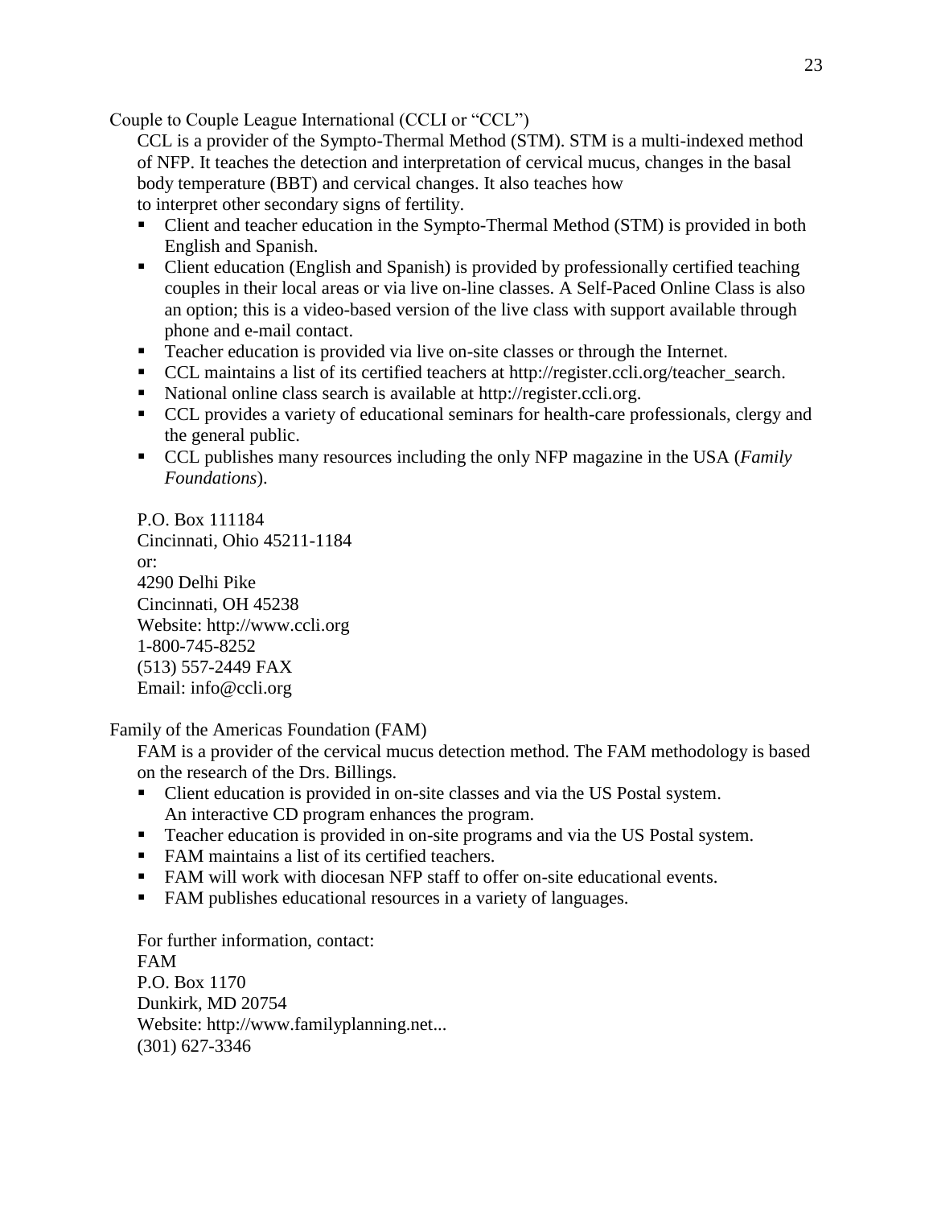Couple to Couple League International (CCLI or "CCL")

CCL is a provider of the Sympto-Thermal Method (STM). STM is a multi-indexed method of NFP. It teaches the detection and interpretation of cervical mucus, changes in the basal body temperature (BBT) and cervical changes. It also teaches how to interpret other secondary signs of fertility.

- Client and teacher education in the Sympto-Thermal Method (STM) is provided in both English and Spanish.
- Client education (English and Spanish) is provided by professionally certified teaching couples in their local areas or via live on-line classes. A Self-Paced Online Class is also an option; this is a video-based version of the live class with support available through phone and e-mail contact.
- Teacher education is provided via live on-site classes or through the Internet.
- CCL maintains a list of its certified teachers at http://register.ccli.org/teacher_search.
- National online class search is available at http://register.ccli.org.
- CCL provides a variety of educational seminars for health-care professionals, clergy and the general public.
- CCL publishes many resources including the only NFP magazine in the USA (*Family Foundations*).

P.O. Box 111184  
Cincinnati, Ohio 45211-1184  
or:  
4290 Delhi Pike  
Cincinnati, OH 45238  
Website: http://www.ccli.org  
1-800-745-8252  
(513) 557-2449 FAX  
Email: info@ccli.org

Family of the Americas Foundation (FAM)

FAM is a provider of the cervical mucus detection method. The FAM methodology is based on the research of the Drs. Billings.

- Client education is provided in on-site classes and via the US Postal system. An interactive CD program enhances the program.
- Teacher education is provided in on-site programs and via the US Postal system.
- FAM maintains a list of its certified teachers.
- FAM will work with diocesan NFP staff to offer on-site educational events.
- FAM publishes educational resources in a variety of languages.

For further information, contact:  
FAM  
P.O. Box 1170  
Dunkirk, MD 20754  
Website: http://www.familyplanning.net...  
(301) 627-3346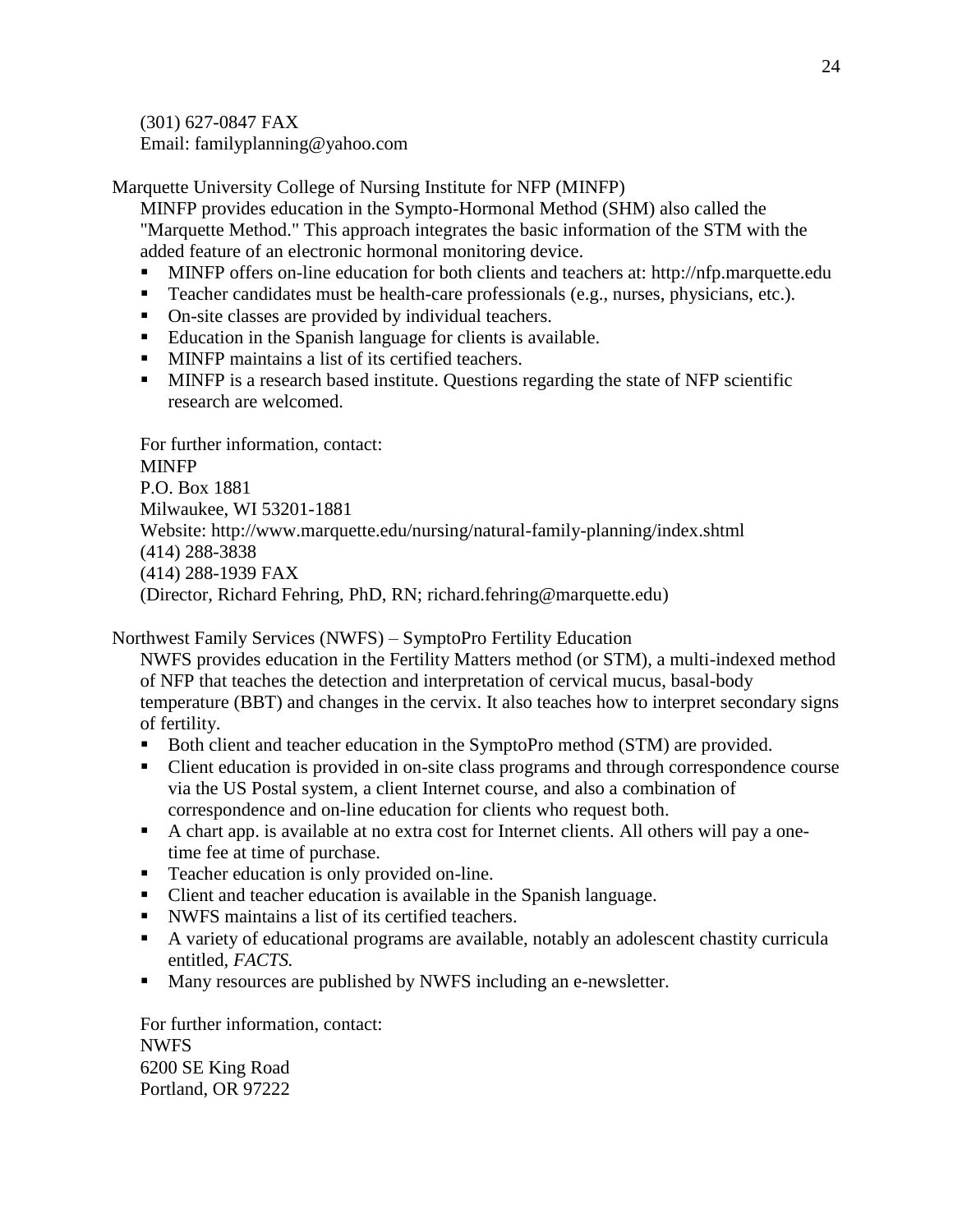(301) 627-0847 FAX
Email: familyplanning@yahoo.com

Marquette University College of Nursing Institute for NFP (MINFP)

MINFP provides education in the Sympto-Hormonal Method (SHM) also called the "Marquette Method." This approach integrates the basic information of the STM with the added feature of an electronic hormonal monitoring device.

- MINFP offers on-line education for both clients and teachers at: http://nfp.marquette.edu
- Teacher candidates must be health-care professionals (e.g., nurses, physicians, etc.).
- On-site classes are provided by individual teachers.
- Education in the Spanish language for clients is available.
- MINFP maintains a list of its certified teachers.
- MINFP is a research based institute. Questions regarding the state of NFP scientific research are welcomed.

For further information, contact:
MINFP
P.O. Box 1881
Milwaukee, WI 53201-1881
Website: http://www.marquette.edu/nursing/natural-family-planning/index.shtml
(414) 288-3838
(414) 288-1939 FAX
(Director, Richard Fehring, PhD, RN; richard.fehring@marquette.edu)

Northwest Family Services (NWFS) – SymptoPro Fertility Education

NWFS provides education in the Fertility Matters method (or STM), a multi-indexed method of NFP that teaches the detection and interpretation of cervical mucus, basal-body temperature (BBT) and changes in the cervix. It also teaches how to interpret secondary signs of fertility.

- Both client and teacher education in the SymptoPro method (STM) are provided.
- Client education is provided in on-site class programs and through correspondence course via the US Postal system, a client Internet course, and also a combination of correspondence and on-line education for clients who request both.
- A chart app. is available at no extra cost for Internet clients. All others will pay a one-time fee at time of purchase.
- Teacher education is only provided on-line.
- Client and teacher education is available in the Spanish language.
- NWFS maintains a list of its certified teachers.
- A variety of educational programs are available, notably an adolescent chastity curricula entitled, *FACTS.*
- Many resources are published by NWFS including an e-newsletter.

For further information, contact:
NWFS
6200 SE King Road
Portland, OR 97222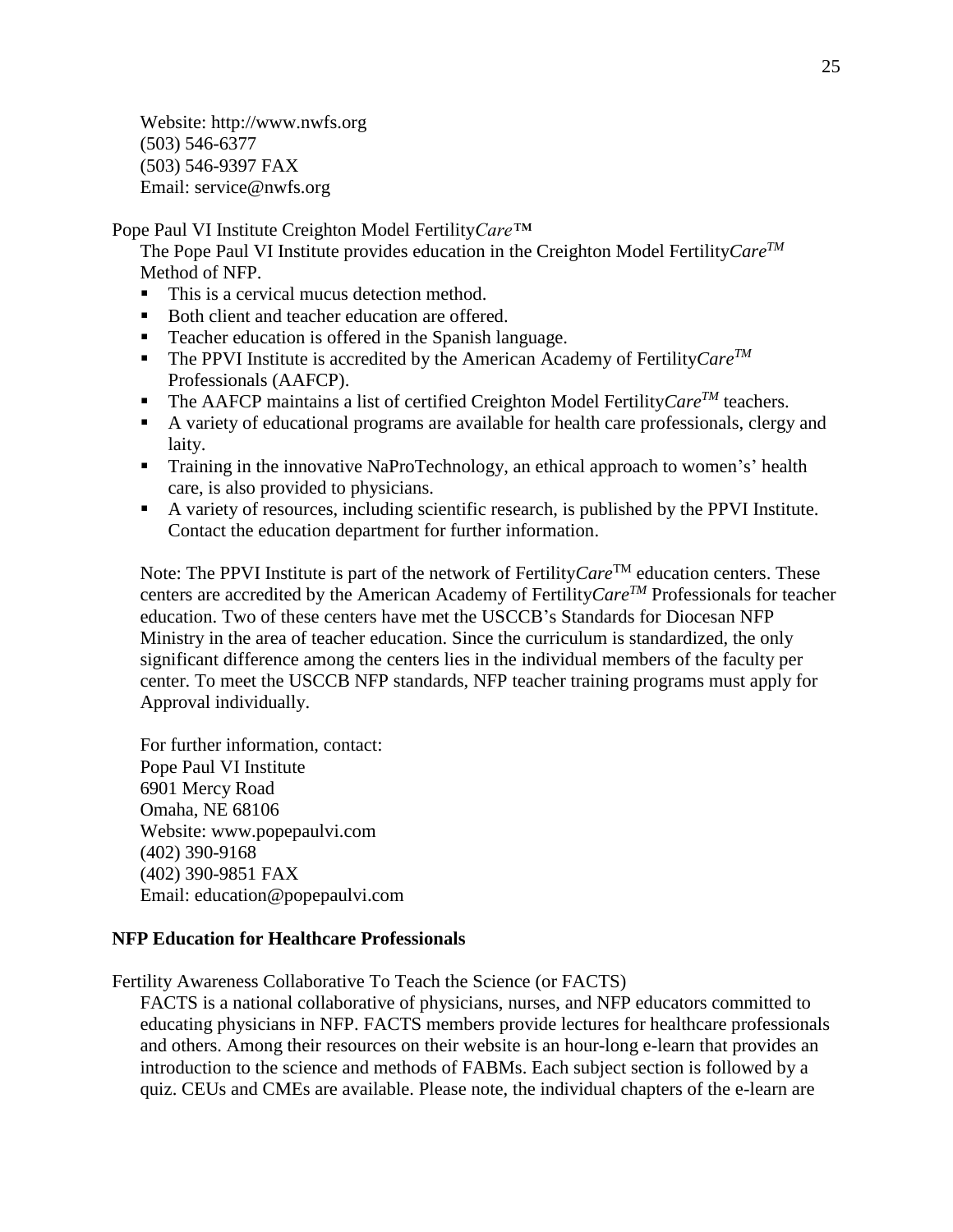Website: http://www.nwfs.org
(503) 546-6377
(503) 546-9397 FAX
Email: service@nwfs.org

Pope Paul VI Institute Creighton Model Fertility*Care*™

The Pope Paul VI Institute provides education in the Creighton Model Fertility*Care*™ Method of NFP.

- This is a cervical mucus detection method.
- Both client and teacher education are offered.
- Teacher education is offered in the Spanish language.
- The PPVI Institute is accredited by the American Academy of Fertility*Care*™ Professionals (AAFCP).
- The AAFCP maintains a list of certified Creighton Model Fertility*Care*™ teachers.
- A variety of educational programs are available for health care professionals, clergy and laity.
- Training in the innovative NaProTechnology, an ethical approach to women's' health care, is also provided to physicians.
- A variety of resources, including scientific research, is published by the PPVI Institute. Contact the education department for further information.

Note: The PPVI Institute is part of the network of Fertility*Care*™ education centers. These centers are accredited by the American Academy of Fertility*Care*™ Professionals for teacher education. Two of these centers have met the USCCB's Standards for Diocesan NFP Ministry in the area of teacher education. Since the curriculum is standardized, the only significant difference among the centers lies in the individual members of the faculty per center. To meet the USCCB NFP standards, NFP teacher training programs must apply for Approval individually.

For further information, contact:
Pope Paul VI Institute
6901 Mercy Road
Omaha, NE 68106
Website: www.popepaulvi.com
(402) 390-9168
(402) 390-9851 FAX
Email: education@popepaulvi.com

**NFP Education for Healthcare Professionals**

Fertility Awareness Collaborative To Teach the Science (or FACTS)

FACTS is a national collaborative of physicians, nurses, and NFP educators committed to educating physicians in NFP. FACTS members provide lectures for healthcare professionals and others. Among their resources on their website is an hour-long e-learn that provides an introduction to the science and methods of FABMs. Each subject section is followed by a quiz. CEUs and CMEs are available. Please note, the individual chapters of the e-learn are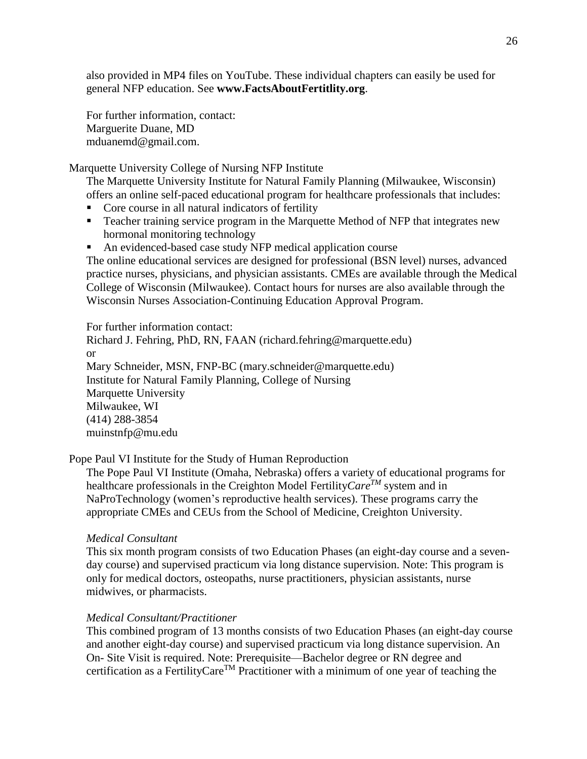also provided in MP4 files on YouTube. These individual chapters can easily be used for general NFP education. See **www.FactsAboutFertitlity.org**.

For further information, contact:
Marguerite Duane, MD
mduanemd@gmail.com.

Marquette University College of Nursing NFP Institute

The Marquette University Institute for Natural Family Planning (Milwaukee, Wisconsin) offers an online self-paced educational program for healthcare professionals that includes:

- Core course in all natural indicators of fertility
- Teacher training service program in the Marquette Method of NFP that integrates new hormonal monitoring technology
- An evidenced-based case study NFP medical application course

The online educational services are designed for professional (BSN level) nurses, advanced practice nurses, physicians, and physician assistants. CMEs are available through the Medical College of Wisconsin (Milwaukee). Contact hours for nurses are also available through the Wisconsin Nurses Association-Continuing Education Approval Program.

For further information contact:
Richard J. Fehring, PhD, RN, FAAN (richard.fehring@marquette.edu)
or
Mary Schneider, MSN, FNP-BC (mary.schneider@marquette.edu)
Institute for Natural Family Planning, College of Nursing
Marquette University
Milwaukee, WI
(414) 288-3854
muinstnfp@mu.edu

Pope Paul VI Institute for the Study of Human Reproduction

The Pope Paul VI Institute (Omaha, Nebraska) offers a variety of educational programs for healthcare professionals in the Creighton Model Fertility*Care*™ system and in NaProTechnology (women's reproductive health services). These programs carry the appropriate CMEs and CEUs from the School of Medicine, Creighton University.

*Medical Consultant*

This six month program consists of two Education Phases (an eight-day course and a seven-day course) and supervised practicum via long distance supervision. Note: This program is only for medical doctors, osteopaths, nurse practitioners, physician assistants, nurse midwives, or pharmacists.

*Medical Consultant/Practitioner*

This combined program of 13 months consists of two Education Phases (an eight-day course and another eight-day course) and supervised practicum via long distance supervision. An On- Site Visit is required. Note: Prerequisite—Bachelor degree or RN degree and certification as a FertilityCare™ Practitioner with a minimum of one year of teaching the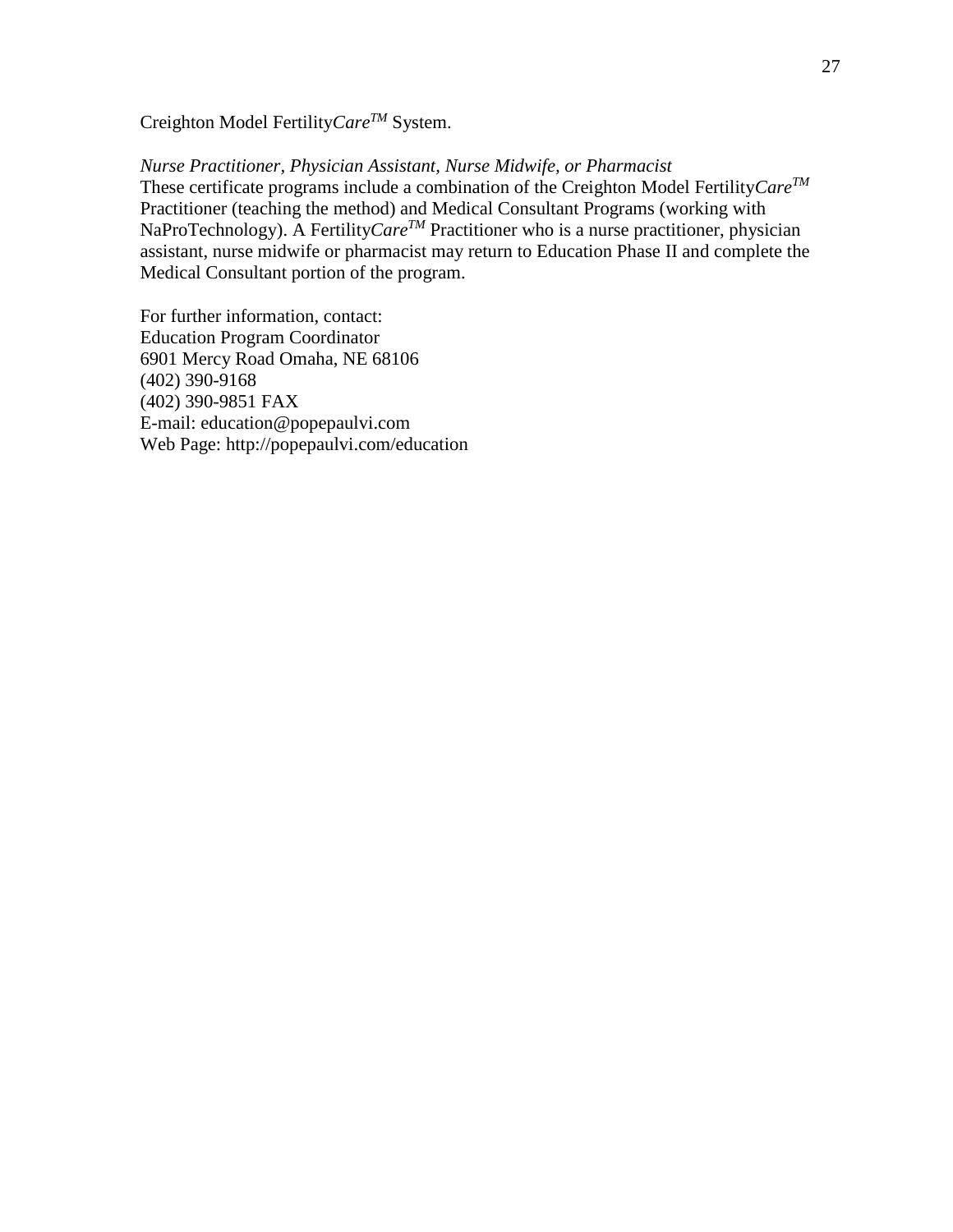Creighton Model Fertility*Care*™ System.

*Nurse Practitioner, Physician Assistant, Nurse Midwife, or Pharmacist*
These certificate programs include a combination of the Creighton Model Fertility*Care*™ Practitioner (teaching the method) and Medical Consultant Programs (working with NaProTechnology). A Fertility*Care*™ Practitioner who is a nurse practitioner, physician assistant, nurse midwife or pharmacist may return to Education Phase II and complete the Medical Consultant portion of the program.

For further information, contact:
Education Program Coordinator
6901 Mercy Road Omaha, NE 68106
(402) 390-9168
(402) 390-9851 FAX
E-mail: education@popepaulvi.com
Web Page: http://popepaulvi.com/education